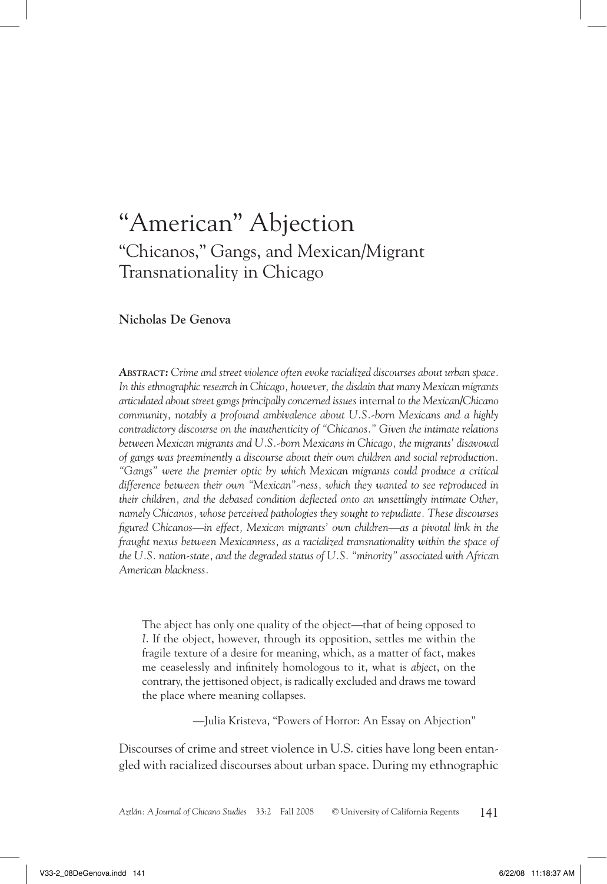# "American" Abjection

## "Chicanos," Gangs, and Mexican/Migrant Transnationality in Chicago

**Nicholas De Genova**

***Abstract:*** *Crime and street violence often evoke racialized discourses about urban space. In this ethnographic research in Chicago, however, the disdain that many Mexican migrants articulated about street gangs principally concerned issues* internal *to the Mexican/Chicano community, notably a profound ambivalence about U.S.-born Mexicans and a highly contradictory discourse on the inauthenticity of "Chicanos." Given the intimate relations between Mexican migrants and U.S.-born Mexicans in Chicago, the migrants' disavowal of gangs was preeminently a discourse about their own children and social reproduction. "Gangs" were the premier optic by which Mexican migrants could produce a critical difference between their own "Mexican"-ness, which they wanted to see reproduced in their children, and the debased condition deflected onto an unsettlingly intimate Other, namely Chicanos, whose perceived pathologies they sought to repudiate. These discourses figured Chicanos—in effect, Mexican migrants' own children—as a pivotal link in the fraught nexus between Mexicanness, as a racialized transnationality within the space of the U.S. nation-state, and the degraded status of U.S. "minority" associated with African American blackness.*

> The abject has only one quality of the object—that of being opposed to *I*. If the object, however, through its opposition, settles me within the fragile texture of a desire for meaning, which, as a matter of fact, makes me ceaselessly and infinitely homologous to it, what is *abject*, on the contrary, the jettisoned object, is radically excluded and draws me toward the place where meaning collapses.
>
> —Julia Kristeva, "Powers of Horror: An Essay on Abjection"

Discourses of crime and street violence in U.S. cities have long been entangled with racialized discourses about urban space. During my ethnographic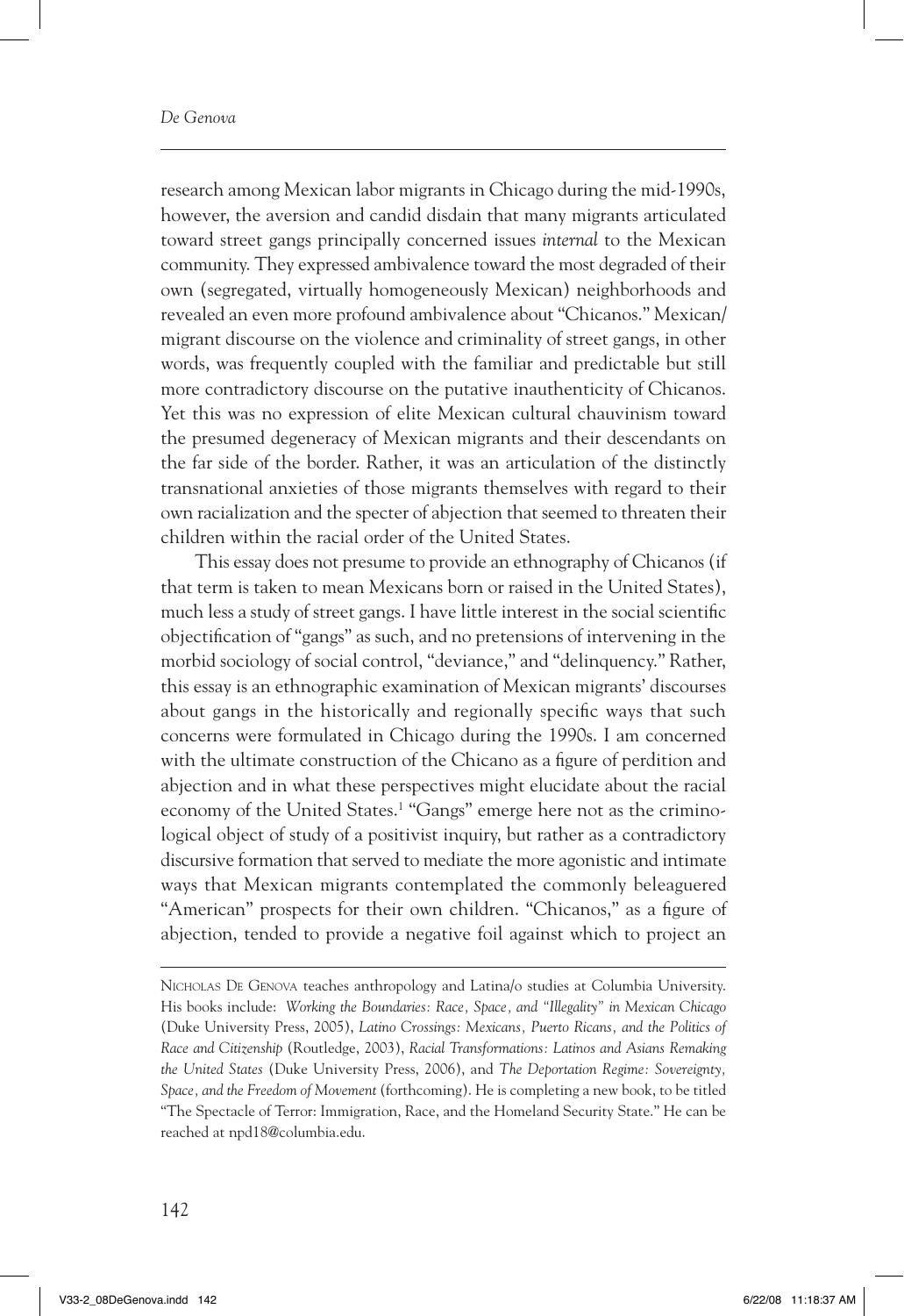research among Mexican labor migrants in Chicago during the mid-1990s, however, the aversion and candid disdain that many migrants articulated toward street gangs principally concerned issues *internal* to the Mexican community. They expressed ambivalence toward the most degraded of their own (segregated, virtually homogeneously Mexican) neighborhoods and revealed an even more profound ambivalence about "Chicanos." Mexican/migrant discourse on the violence and criminality of street gangs, in other words, was frequently coupled with the familiar and predictable but still more contradictory discourse on the putative inauthenticity of Chicanos. Yet this was no expression of elite Mexican cultural chauvinism toward the presumed degeneracy of Mexican migrants and their descendants on the far side of the border. Rather, it was an articulation of the distinctly transnational anxieties of those migrants themselves with regard to their own racialization and the specter of abjection that seemed to threaten their children within the racial order of the United States.

This essay does not presume to provide an ethnography of Chicanos (if that term is taken to mean Mexicans born or raised in the United States), much less a study of street gangs. I have little interest in the social scientific objectification of "gangs" as such, and no pretensions of intervening in the morbid sociology of social control, "deviance," and "delinquency." Rather, this essay is an ethnographic examination of Mexican migrants' discourses about gangs in the historically and regionally specific ways that such concerns were formulated in Chicago during the 1990s. I am concerned with the ultimate construction of the Chicano as a figure of perdition and abjection and in what these perspectives might elucidate about the racial economy of the United States.[1] "Gangs" emerge here not as the criminological object of study of a positivist inquiry, but rather as a contradictory discursive formation that served to mediate the more agonistic and intimate ways that Mexican migrants contemplated the commonly beleaguered "American" prospects for their own children. "Chicanos," as a figure of abjection, tended to provide a negative foil against which to project an

---

Nicholas De Genova teaches anthropology and Latina/o studies at Columbia University. His books include: *Working the Boundaries: Race, Space, and "Illegality" in Mexican Chicago* (Duke University Press, 2005), *Latino Crossings: Mexicans, Puerto Ricans, and the Politics of Race and Citizenship* (Routledge, 2003), *Racial Transformations: Latinos and Asians Remaking the United States* (Duke University Press, 2006), and *The Deportation Regime: Sovereignty, Space, and the Freedom of Movement* (forthcoming). He is completing a new book, to be titled "The Spectacle of Terror: Immigration, Race, and the Homeland Security State." He can be reached at npd18@columbia.edu.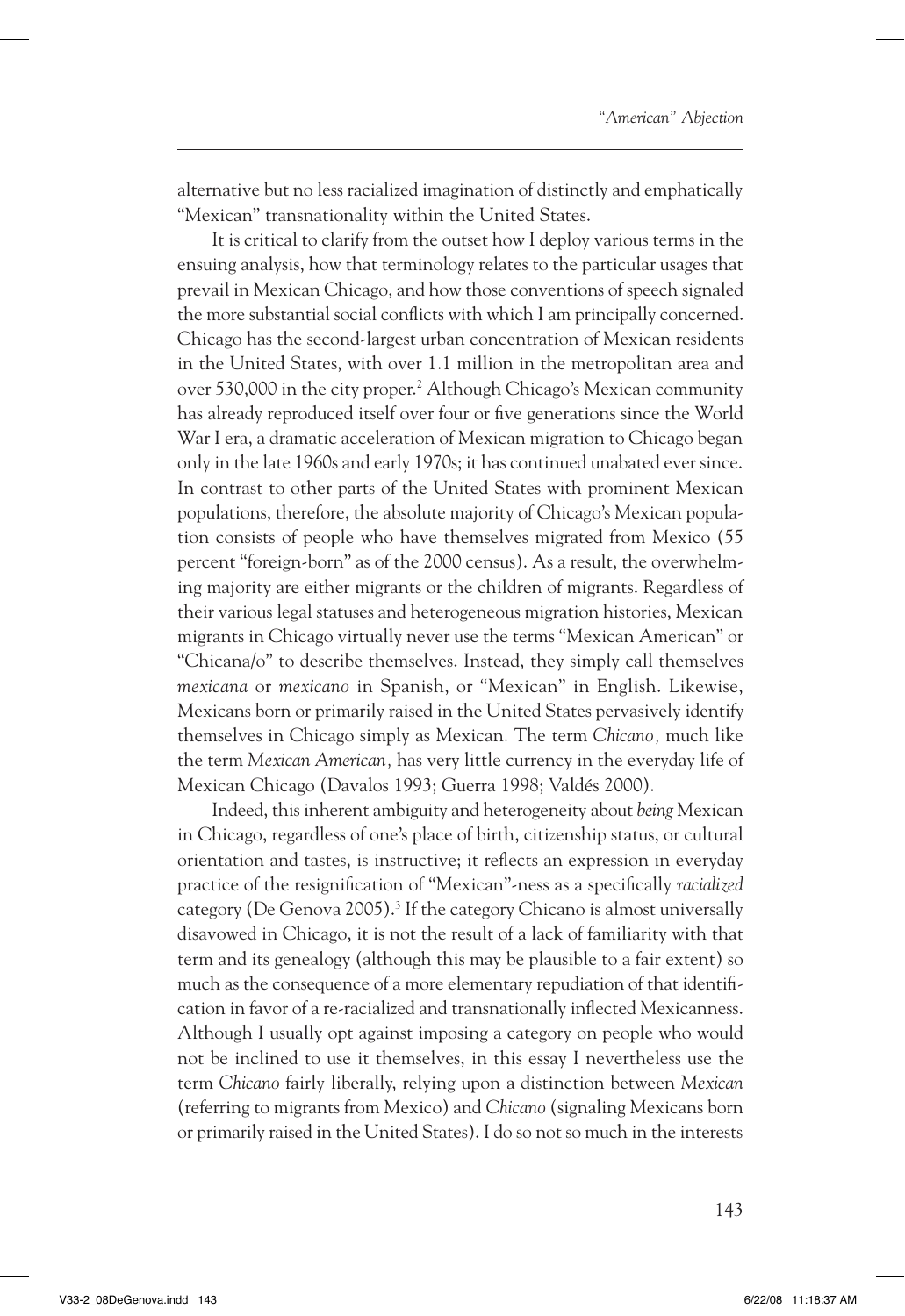alternative but no less racialized imagination of distinctly and emphatically "Mexican" transnationality within the United States.

It is critical to clarify from the outset how I deploy various terms in the ensuing analysis, how that terminology relates to the particular usages that prevail in Mexican Chicago, and how those conventions of speech signaled the more substantial social conflicts with which I am principally concerned. Chicago has the second-largest urban concentration of Mexican residents in the United States, with over 1.1 million in the metropolitan area and over 530,000 in the city proper.[2] Although Chicago's Mexican community has already reproduced itself over four or five generations since the World War I era, a dramatic acceleration of Mexican migration to Chicago began only in the late 1960s and early 1970s; it has continued unabated ever since. In contrast to other parts of the United States with prominent Mexican populations, therefore, the absolute majority of Chicago's Mexican population consists of people who have themselves migrated from Mexico (55 percent "foreign-born" as of the 2000 census). As a result, the overwhelming majority are either migrants or the children of migrants. Regardless of their various legal statuses and heterogeneous migration histories, Mexican migrants in Chicago virtually never use the terms "Mexican American" or "Chicana/o" to describe themselves. Instead, they simply call themselves *mexicana* or *mexicano* in Spanish, or "Mexican" in English. Likewise, Mexicans born or primarily raised in the United States pervasively identify themselves in Chicago simply as Mexican. The term *Chicano,* much like the term *Mexican American,* has very little currency in the everyday life of Mexican Chicago (Davalos 1993; Guerra 1998; Valdés 2000).

Indeed, this inherent ambiguity and heterogeneity about *being* Mexican in Chicago, regardless of one's place of birth, citizenship status, or cultural orientation and tastes, is instructive; it reflects an expression in everyday practice of the resignification of "Mexican"-ness as a specifically *racialized* category (De Genova 2005).[3] If the category Chicano is almost universally disavowed in Chicago, it is not the result of a lack of familiarity with that term and its genealogy (although this may be plausible to a fair extent) so much as the consequence of a more elementary repudiation of that identification in favor of a re-racialized and transnationally inflected Mexicanness. Although I usually opt against imposing a category on people who would not be inclined to use it themselves, in this essay I nevertheless use the term *Chicano* fairly liberally, relying upon a distinction between *Mexican* (referring to migrants from Mexico) and *Chicano* (signaling Mexicans born or primarily raised in the United States). I do so not so much in the interests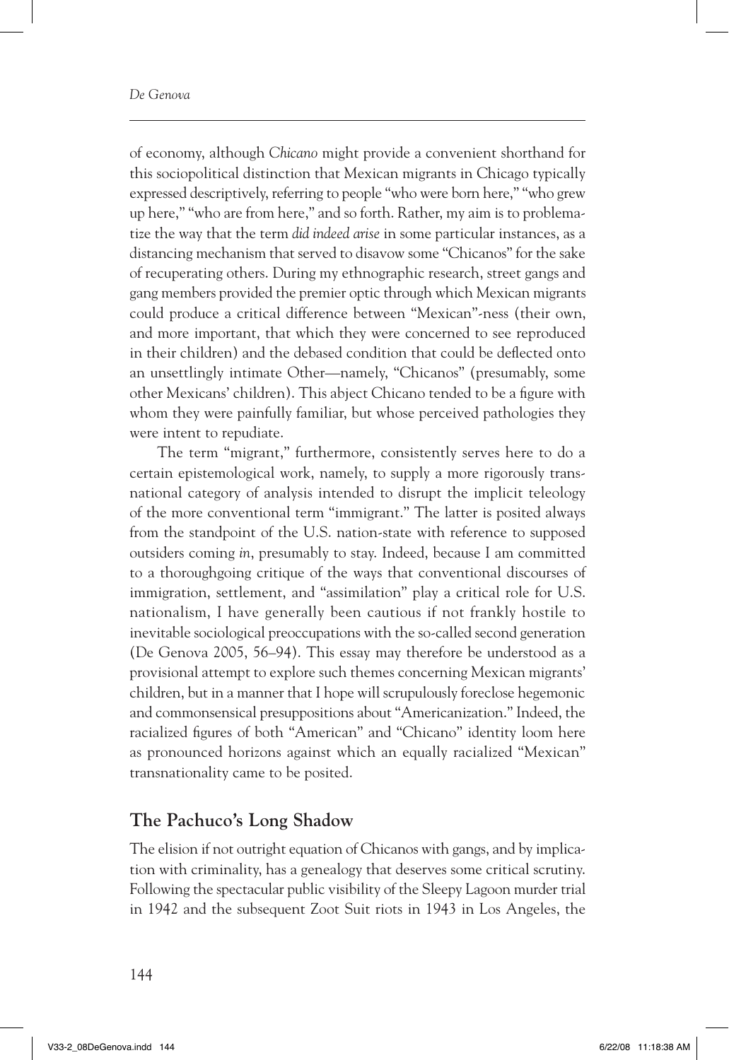of economy, although *Chicano* might provide a convenient shorthand for this sociopolitical distinction that Mexican migrants in Chicago typically expressed descriptively, referring to people "who were born here," "who grew up here," "who are from here," and so forth. Rather, my aim is to problematize the way that the term *did indeed arise* in some particular instances, as a distancing mechanism that served to disavow some "Chicanos" for the sake of recuperating others. During my ethnographic research, street gangs and gang members provided the premier optic through which Mexican migrants could produce a critical difference between "Mexican"-ness (their own, and more important, that which they were concerned to see reproduced in their children) and the debased condition that could be deflected onto an unsettlingly intimate Other—namely, "Chicanos" (presumably, some other Mexicans' children). This abject Chicano tended to be a figure with whom they were painfully familiar, but whose perceived pathologies they were intent to repudiate.

The term "migrant," furthermore, consistently serves here to do a certain epistemological work, namely, to supply a more rigorously transnational category of analysis intended to disrupt the implicit teleology of the more conventional term "immigrant." The latter is posited always from the standpoint of the U.S. nation-state with reference to supposed outsiders coming *in*, presumably to stay. Indeed, because I am committed to a thoroughgoing critique of the ways that conventional discourses of immigration, settlement, and "assimilation" play a critical role for U.S. nationalism, I have generally been cautious if not frankly hostile to inevitable sociological preoccupations with the so-called second generation (De Genova 2005, 56–94). This essay may therefore be understood as a provisional attempt to explore such themes concerning Mexican migrants' children, but in a manner that I hope will scrupulously foreclose hegemonic and commonsensical presuppositions about "Americanization." Indeed, the racialized figures of both "American" and "Chicano" identity loom here as pronounced horizons against which an equally racialized "Mexican" transnationality came to be posited.

## The Pachuco's Long Shadow

The elision if not outright equation of Chicanos with gangs, and by implication with criminality, has a genealogy that deserves some critical scrutiny. Following the spectacular public visibility of the Sleepy Lagoon murder trial in 1942 and the subsequent Zoot Suit riots in 1943 in Los Angeles, the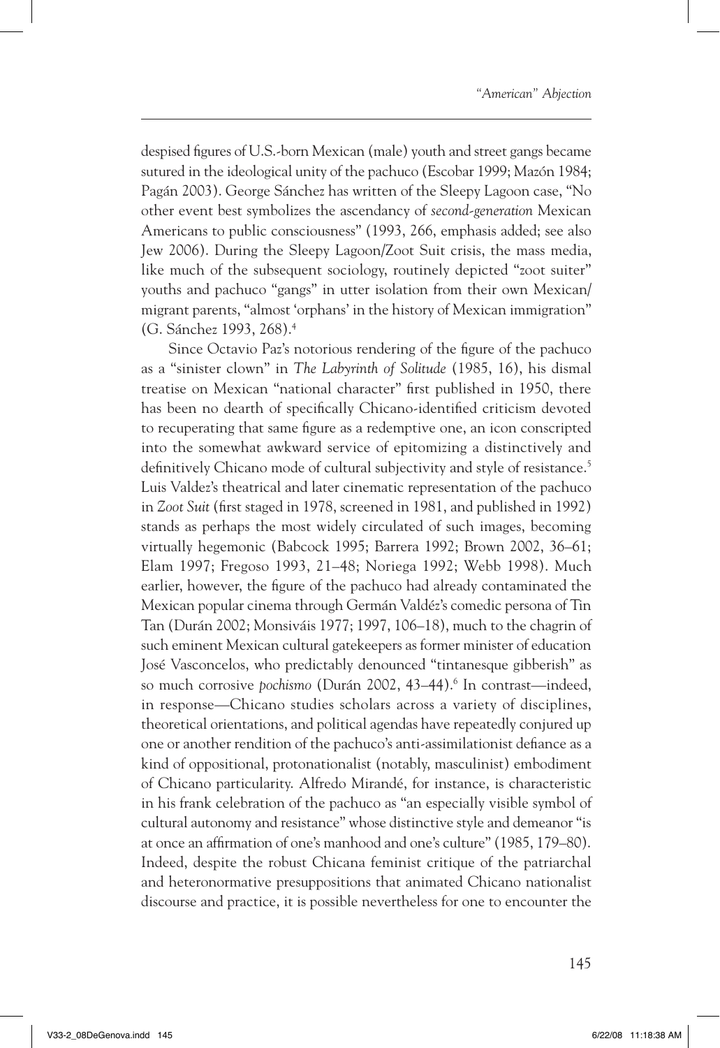despised figures of U.S.-born Mexican (male) youth and street gangs became sutured in the ideological unity of the pachuco (Escobar 1999; Mazón 1984; Pagán 2003). George Sánchez has written of the Sleepy Lagoon case, "No other event best symbolizes the ascendancy of *second-generation* Mexican Americans to public consciousness" (1993, 266, emphasis added; see also Jew 2006). During the Sleepy Lagoon/Zoot Suit crisis, the mass media, like much of the subsequent sociology, routinely depicted "zoot suiter" youths and pachuco "gangs" in utter isolation from their own Mexican/migrant parents, "almost 'orphans' in the history of Mexican immigration" (G. Sánchez 1993, 268).[4]

Since Octavio Paz's notorious rendering of the figure of the pachuco as a "sinister clown" in *The Labyrinth of Solitude* (1985, 16), his dismal treatise on Mexican "national character" first published in 1950, there has been no dearth of specifically Chicano-identified criticism devoted to recuperating that same figure as a redemptive one, an icon conscripted into the somewhat awkward service of epitomizing a distinctively and definitively Chicano mode of cultural subjectivity and style of resistance.[5] Luis Valdez's theatrical and later cinematic representation of the pachuco in *Zoot Suit* (first staged in 1978, screened in 1981, and published in 1992) stands as perhaps the most widely circulated of such images, becoming virtually hegemonic (Babcock 1995; Barrera 1992; Brown 2002, 36–61; Elam 1997; Fregoso 1993, 21–48; Noriega 1992; Webb 1998). Much earlier, however, the figure of the pachuco had already contaminated the Mexican popular cinema through Germán Valdéz's comedic persona of Tin Tan (Durán 2002; Monsiváis 1977; 1997, 106–18), much to the chagrin of such eminent Mexican cultural gatekeepers as former minister of education José Vasconcelos, who predictably denounced "tintanesque gibberish" as so much corrosive *pochismo* (Durán 2002, 43–44).[6] In contrast—indeed, in response—Chicano studies scholars across a variety of disciplines, theoretical orientations, and political agendas have repeatedly conjured up one or another rendition of the pachuco's anti-assimilationist defiance as a kind of oppositional, protonationalist (notably, masculinist) embodiment of Chicano particularity. Alfredo Mirandé, for instance, is characteristic in his frank celebration of the pachuco as "an especially visible symbol of cultural autonomy and resistance" whose distinctive style and demeanor "is at once an affirmation of one's manhood and one's culture" (1985, 179–80). Indeed, despite the robust Chicana feminist critique of the patriarchal and heteronormative presuppositions that animated Chicano nationalist discourse and practice, it is possible nevertheless for one to encounter the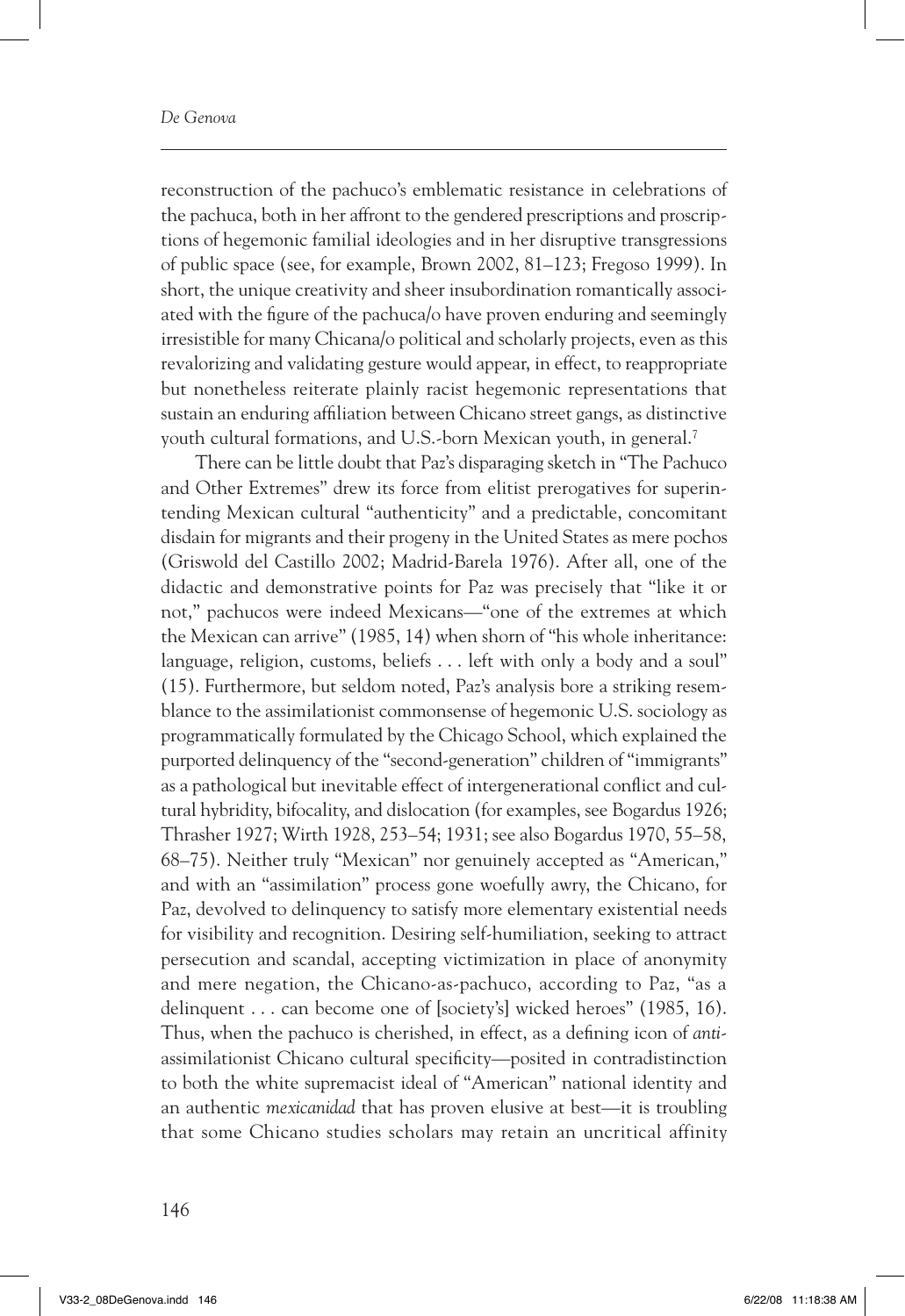reconstruction of the pachuco's emblematic resistance in celebrations of the pachuca, both in her affront to the gendered prescriptions and proscriptions of hegemonic familial ideologies and in her disruptive transgressions of public space (see, for example, Brown 2002, 81–123; Fregoso 1999). In short, the unique creativity and sheer insubordination romantically associated with the figure of the pachuca/o have proven enduring and seemingly irresistible for many Chicana/o political and scholarly projects, even as this revalorizing and validating gesture would appear, in effect, to reappropriate but nonetheless reiterate plainly racist hegemonic representations that sustain an enduring affiliation between Chicano street gangs, as distinctive youth cultural formations, and U.S.-born Mexican youth, in general.[7]

There can be little doubt that Paz's disparaging sketch in "The Pachuco and Other Extremes" drew its force from elitist prerogatives for superintending Mexican cultural "authenticity" and a predictable, concomitant disdain for migrants and their progeny in the United States as mere pochos (Griswold del Castillo 2002; Madrid-Barela 1976). After all, one of the didactic and demonstrative points for Paz was precisely that "like it or not," pachucos were indeed Mexicans—"one of the extremes at which the Mexican can arrive" (1985, 14) when shorn of "his whole inheritance: language, religion, customs, beliefs . . . left with only a body and a soul" (15). Furthermore, but seldom noted, Paz's analysis bore a striking resemblance to the assimilationist commonsense of hegemonic U.S. sociology as programmatically formulated by the Chicago School, which explained the purported delinquency of the "second-generation" children of "immigrants" as a pathological but inevitable effect of intergenerational conflict and cultural hybridity, bifocality, and dislocation (for examples, see Bogardus 1926; Thrasher 1927; Wirth 1928, 253–54; 1931; see also Bogardus 1970, 55–58, 68–75). Neither truly "Mexican" nor genuinely accepted as "American," and with an "assimilation" process gone woefully awry, the Chicano, for Paz, devolved to delinquency to satisfy more elementary existential needs for visibility and recognition. Desiring self-humiliation, seeking to attract persecution and scandal, accepting victimization in place of anonymity and mere negation, the Chicano-as-pachuco, according to Paz, "as a delinquent . . . can become one of [society's] wicked heroes" (1985, 16). Thus, when the pachuco is cherished, in effect, as a defining icon of *anti*-assimilationist Chicano cultural specificity—posited in contradistinction to both the white supremacist ideal of "American" national identity and an authentic *mexicanidad* that has proven elusive at best—it is troubling that some Chicano studies scholars may retain an uncritical affinity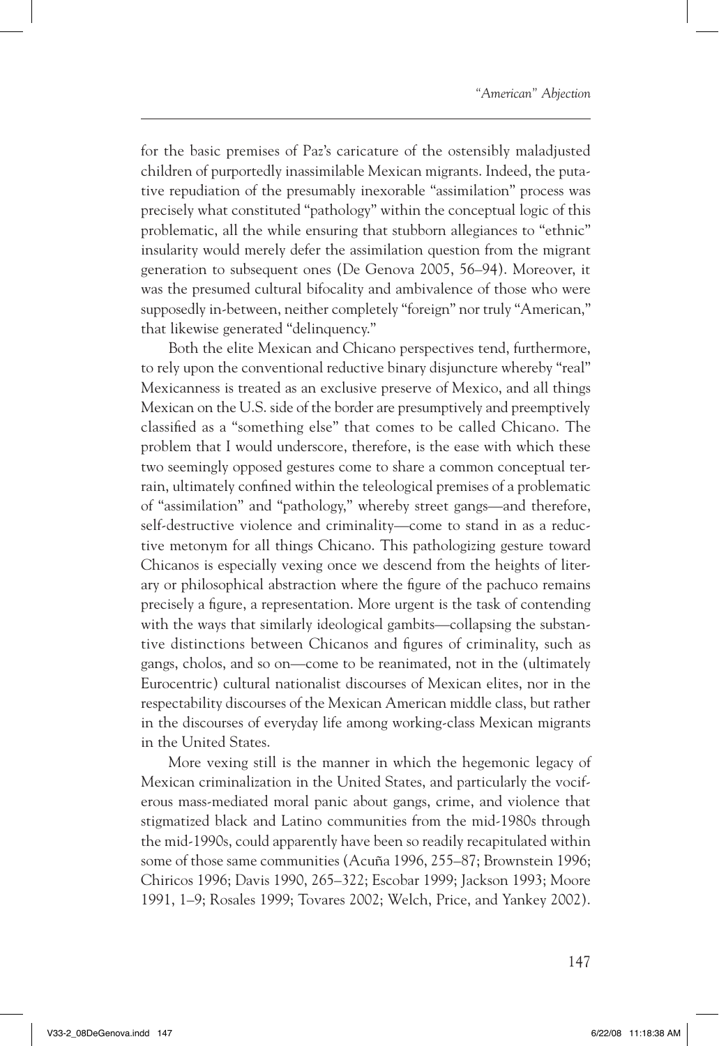for the basic premises of Paz's caricature of the ostensibly maladjusted children of purportedly inassimilable Mexican migrants. Indeed, the putative repudiation of the presumably inexorable "assimilation" process was precisely what constituted "pathology" within the conceptual logic of this problematic, all the while ensuring that stubborn allegiances to "ethnic" insularity would merely defer the assimilation question from the migrant generation to subsequent ones (De Genova 2005, 56–94). Moreover, it was the presumed cultural bifocality and ambivalence of those who were supposedly in-between, neither completely "foreign" nor truly "American," that likewise generated "delinquency."

Both the elite Mexican and Chicano perspectives tend, furthermore, to rely upon the conventional reductive binary disjuncture whereby "real" Mexicanness is treated as an exclusive preserve of Mexico, and all things Mexican on the U.S. side of the border are presumptively and preemptively classified as a "something else" that comes to be called Chicano. The problem that I would underscore, therefore, is the ease with which these two seemingly opposed gestures come to share a common conceptual terrain, ultimately confined within the teleological premises of a problematic of "assimilation" and "pathology," whereby street gangs—and therefore, self-destructive violence and criminality—come to stand in as a reductive metonym for all things Chicano. This pathologizing gesture toward Chicanos is especially vexing once we descend from the heights of literary or philosophical abstraction where the figure of the pachuco remains precisely a figure, a representation. More urgent is the task of contending with the ways that similarly ideological gambits—collapsing the substantive distinctions between Chicanos and figures of criminality, such as gangs, cholos, and so on—come to be reanimated, not in the (ultimately Eurocentric) cultural nationalist discourses of Mexican elites, nor in the respectability discourses of the Mexican American middle class, but rather in the discourses of everyday life among working-class Mexican migrants in the United States.

More vexing still is the manner in which the hegemonic legacy of Mexican criminalization in the United States, and particularly the vociferous mass-mediated moral panic about gangs, crime, and violence that stigmatized black and Latino communities from the mid-1980s through the mid-1990s, could apparently have been so readily recapitulated within some of those same communities (Acuña 1996, 255–87; Brownstein 1996; Chiricos 1996; Davis 1990, 265–322; Escobar 1999; Jackson 1993; Moore 1991, 1–9; Rosales 1999; Tovares 2002; Welch, Price, and Yankey 2002).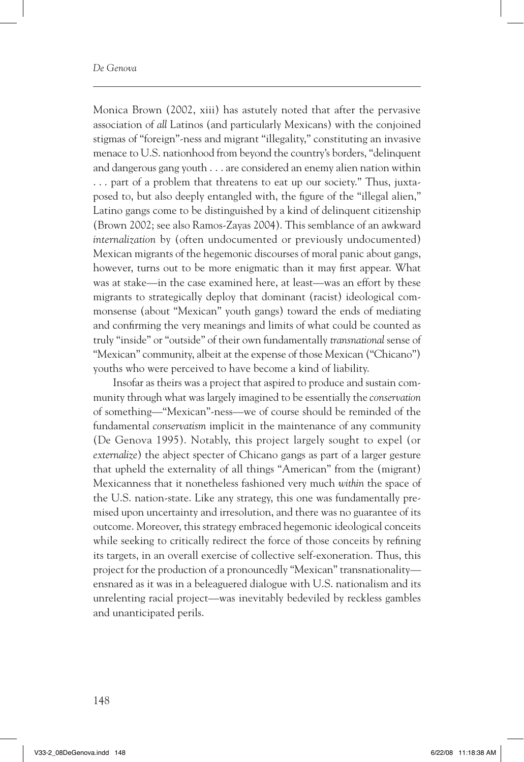Monica Brown (2002, xiii) has astutely noted that after the pervasive association of *all* Latinos (and particularly Mexicans) with the conjoined stigmas of "foreign"-ness and migrant "illegality," constituting an invasive menace to U.S. nationhood from beyond the country's borders, "delinquent and dangerous gang youth . . . are considered an enemy alien nation within . . . part of a problem that threatens to eat up our society." Thus, juxtaposed to, but also deeply entangled with, the figure of the "illegal alien," Latino gangs come to be distinguished by a kind of delinquent citizenship (Brown 2002; see also Ramos-Zayas 2004). This semblance of an awkward *internalization* by (often undocumented or previously undocumented) Mexican migrants of the hegemonic discourses of moral panic about gangs, however, turns out to be more enigmatic than it may first appear. What was at stake—in the case examined here, at least—was an effort by these migrants to strategically deploy that dominant (racist) ideological commonsense (about "Mexican" youth gangs) toward the ends of mediating and confirming the very meanings and limits of what could be counted as truly "inside" or "outside" of their own fundamentally *transnational* sense of "Mexican" community, albeit at the expense of those Mexican ("Chicano") youths who were perceived to have become a kind of liability.

Insofar as theirs was a project that aspired to produce and sustain community through what was largely imagined to be essentially the *conservation* of something—"Mexican"-ness—we of course should be reminded of the fundamental *conservatism* implicit in the maintenance of any community (De Genova 1995). Notably, this project largely sought to expel (or *externalize*) the abject specter of Chicano gangs as part of a larger gesture that upheld the externality of all things "American" from the (migrant) Mexicanness that it nonetheless fashioned very much *within* the space of the U.S. nation-state. Like any strategy, this one was fundamentally premised upon uncertainty and irresolution, and there was no guarantee of its outcome. Moreover, this strategy embraced hegemonic ideological conceits while seeking to critically redirect the force of those conceits by refining its targets, in an overall exercise of collective self-exoneration. Thus, this project for the production of a pronouncedly "Mexican" transnationality—ensnared as it was in a beleaguered dialogue with U.S. nationalism and its unrelenting racial project—was inevitably bedeviled by reckless gambles and unanticipated perils.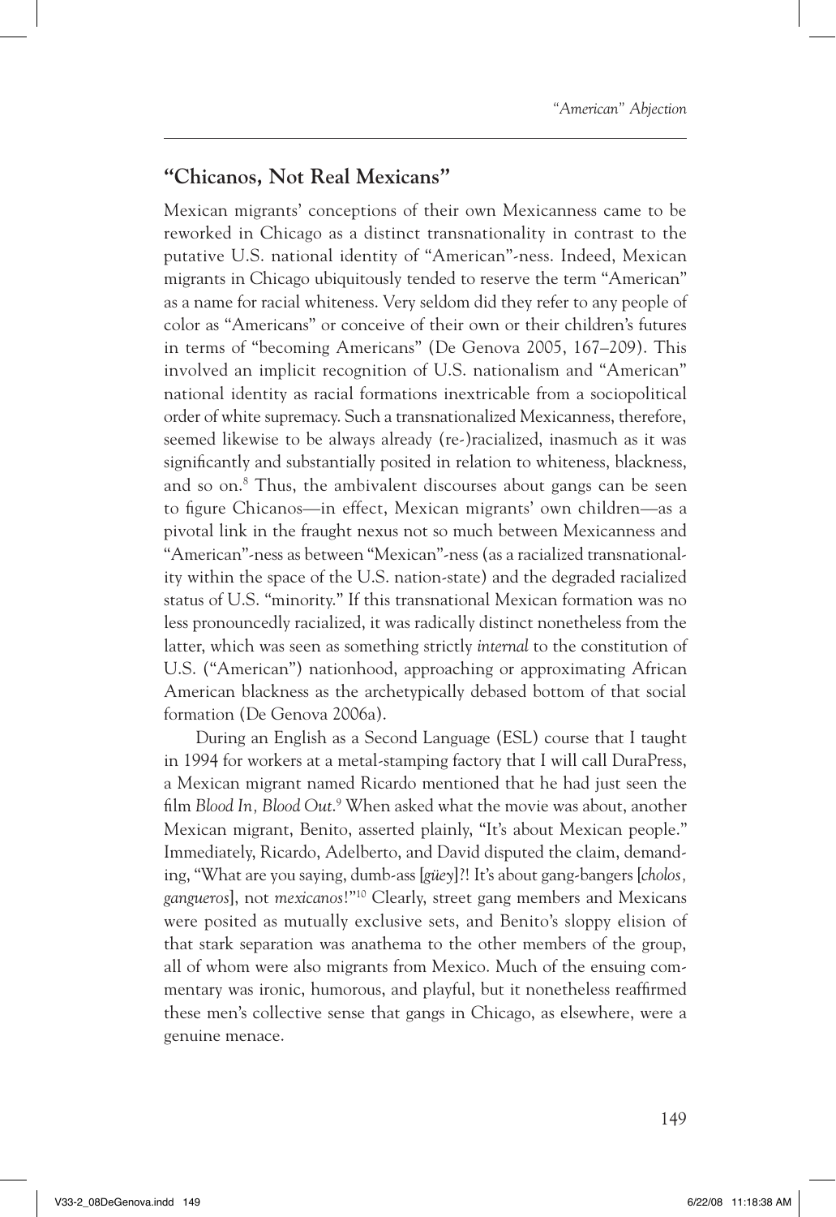## "Chicanos, Not Real Mexicans"

Mexican migrants' conceptions of their own Mexicanness came to be reworked in Chicago as a distinct transnationality in contrast to the putative U.S. national identity of "American"-ness. Indeed, Mexican migrants in Chicago ubiquitously tended to reserve the term "American" as a name for racial whiteness. Very seldom did they refer to any people of color as "Americans" or conceive of their own or their children's futures in terms of "becoming Americans" (De Genova 2005, 167–209). This involved an implicit recognition of U.S. nationalism and "American" national identity as racial formations inextricable from a sociopolitical order of white supremacy. Such a transnationalized Mexicanness, therefore, seemed likewise to be always already (re-)racialized, inasmuch as it was significantly and substantially posited in relation to whiteness, blackness, and so on.[8] Thus, the ambivalent discourses about gangs can be seen to figure Chicanos—in effect, Mexican migrants' own children—as a pivotal link in the fraught nexus not so much between Mexicanness and "American"-ness as between "Mexican"-ness (as a racialized transnationality within the space of the U.S. nation-state) and the degraded racialized status of U.S. "minority." If this transnational Mexican formation was no less pronouncedly racialized, it was radically distinct nonetheless from the latter, which was seen as something strictly *internal* to the constitution of U.S. ("American") nationhood, approaching or approximating African American blackness as the archetypically debased bottom of that social formation (De Genova 2006a).

During an English as a Second Language (ESL) course that I taught in 1994 for workers at a metal-stamping factory that I will call DuraPress, a Mexican migrant named Ricardo mentioned that he had just seen the film *Blood In, Blood Out*.[9] When asked what the movie was about, another Mexican migrant, Benito, asserted plainly, "It's about Mexican people." Immediately, Ricardo, Adelberto, and David disputed the claim, demanding, "What are you saying, dumb-ass [*güey*]?! It's about gang-bangers [*cholos, gangueros*], not *mexicanos*!"[10] Clearly, street gang members and Mexicans were posited as mutually exclusive sets, and Benito's sloppy elision of that stark separation was anathema to the other members of the group, all of whom were also migrants from Mexico. Much of the ensuing commentary was ironic, humorous, and playful, but it nonetheless reaffirmed these men's collective sense that gangs in Chicago, as elsewhere, were a genuine menace.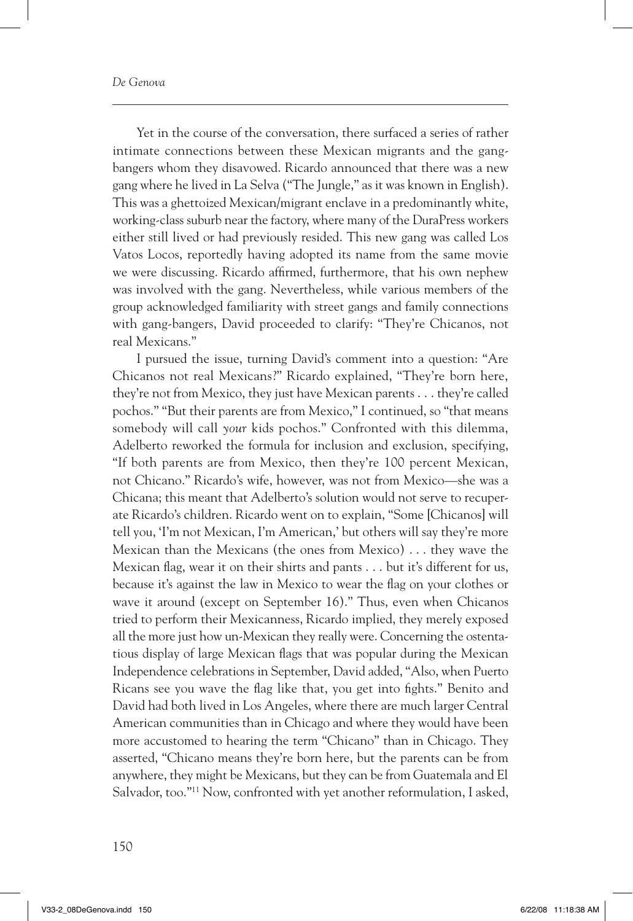Yet in the course of the conversation, there surfaced a series of rather intimate connections between these Mexican migrants and the gang-bangers whom they disavowed. Ricardo announced that there was a new gang where he lived in La Selva ("The Jungle," as it was known in English). This was a ghettoized Mexican/migrant enclave in a predominantly white, working-class suburb near the factory, where many of the DuraPress workers either still lived or had previously resided. This new gang was called Los Vatos Locos, reportedly having adopted its name from the same movie we were discussing. Ricardo affirmed, furthermore, that his own nephew was involved with the gang. Nevertheless, while various members of the group acknowledged familiarity with street gangs and family connections with gang-bangers, David proceeded to clarify: "They're Chicanos, not real Mexicans."

I pursued the issue, turning David's comment into a question: "Are Chicanos not real Mexicans?" Ricardo explained, "They're born here, they're not from Mexico, they just have Mexican parents . . . they're called pochos." "But their parents are from Mexico," I continued, so "that means somebody will call *your* kids pochos." Confronted with this dilemma, Adelberto reworked the formula for inclusion and exclusion, specifying, "If both parents are from Mexico, then they're 100 percent Mexican, not Chicano." Ricardo's wife, however, was not from Mexico—she was a Chicana; this meant that Adelberto's solution would not serve to recuperate Ricardo's children. Ricardo went on to explain, "Some [Chicanos] will tell you, 'I'm not Mexican, I'm American,' but others will say they're more Mexican than the Mexicans (the ones from Mexico) . . . they wave the Mexican flag, wear it on their shirts and pants . . . but it's different for us, because it's against the law in Mexico to wear the flag on your clothes or wave it around (except on September 16)." Thus, even when Chicanos tried to perform their Mexicanness, Ricardo implied, they merely exposed all the more just how un-Mexican they really were. Concerning the ostentatious display of large Mexican flags that was popular during the Mexican Independence celebrations in September, David added, "Also, when Puerto Ricans see you wave the flag like that, you get into fights." Benito and David had both lived in Los Angeles, where there are much larger Central American communities than in Chicago and where they would have been more accustomed to hearing the term "Chicano" than in Chicago. They asserted, "Chicano means they're born here, but the parents can be from anywhere, they might be Mexicans, but they can be from Guatemala and El Salvador, too."[11] Now, confronted with yet another reformulation, I asked,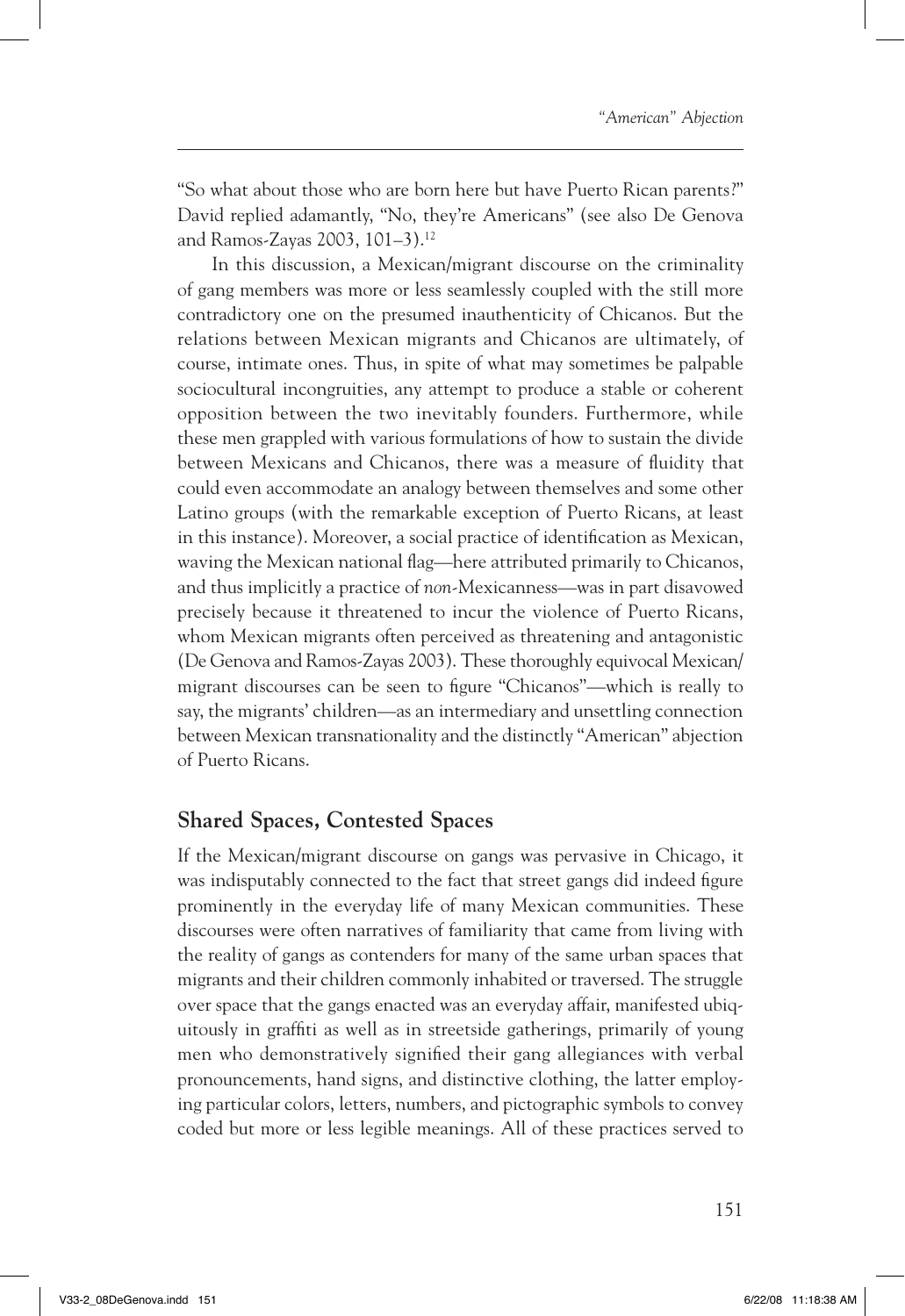"So what about those who are born here but have Puerto Rican parents?" David replied adamantly, "No, they're Americans" (see also De Genova and Ramos-Zayas 2003, 101–3).[12]

In this discussion, a Mexican/migrant discourse on the criminality of gang members was more or less seamlessly coupled with the still more contradictory one on the presumed inauthenticity of Chicanos. But the relations between Mexican migrants and Chicanos are ultimately, of course, intimate ones. Thus, in spite of what may sometimes be palpable sociocultural incongruities, any attempt to produce a stable or coherent opposition between the two inevitably founders. Furthermore, while these men grappled with various formulations of how to sustain the divide between Mexicans and Chicanos, there was a measure of fluidity that could even accommodate an analogy between themselves and some other Latino groups (with the remarkable exception of Puerto Ricans, at least in this instance). Moreover, a social practice of identification as Mexican, waving the Mexican national flag—here attributed primarily to Chicanos, and thus implicitly a practice of *non*-Mexicanness—was in part disavowed precisely because it threatened to incur the violence of Puerto Ricans, whom Mexican migrants often perceived as threatening and antagonistic (De Genova and Ramos-Zayas 2003). These thoroughly equivocal Mexican/migrant discourses can be seen to figure "Chicanos"—which is really to say, the migrants' children—as an intermediary and unsettling connection between Mexican transnationality and the distinctly "American" abjection of Puerto Ricans.

## Shared Spaces, Contested Spaces

If the Mexican/migrant discourse on gangs was pervasive in Chicago, it was indisputably connected to the fact that street gangs did indeed figure prominently in the everyday life of many Mexican communities. These discourses were often narratives of familiarity that came from living with the reality of gangs as contenders for many of the same urban spaces that migrants and their children commonly inhabited or traversed. The struggle over space that the gangs enacted was an everyday affair, manifested ubiquitously in graffiti as well as in streetside gatherings, primarily of young men who demonstratively signified their gang allegiances with verbal pronouncements, hand signs, and distinctive clothing, the latter employing particular colors, letters, numbers, and pictographic symbols to convey coded but more or less legible meanings. All of these practices served to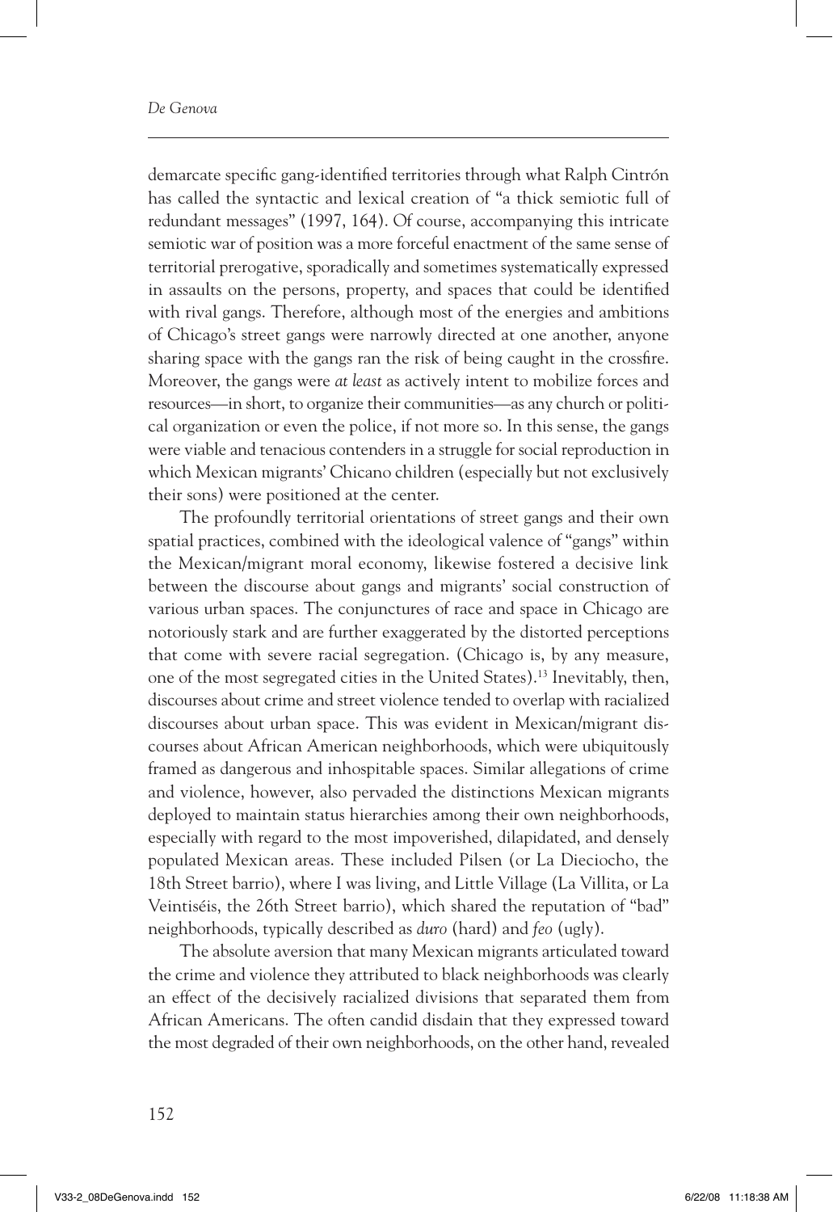demarcate specific gang-identified territories through what Ralph Cintrón has called the syntactic and lexical creation of "a thick semiotic full of redundant messages" (1997, 164). Of course, accompanying this intricate semiotic war of position was a more forceful enactment of the same sense of territorial prerogative, sporadically and sometimes systematically expressed in assaults on the persons, property, and spaces that could be identified with rival gangs. Therefore, although most of the energies and ambitions of Chicago's street gangs were narrowly directed at one another, anyone sharing space with the gangs ran the risk of being caught in the crossfire. Moreover, the gangs were *at least* as actively intent to mobilize forces and resources—in short, to organize their communities—as any church or political organization or even the police, if not more so. In this sense, the gangs were viable and tenacious contenders in a struggle for social reproduction in which Mexican migrants' Chicano children (especially but not exclusively their sons) were positioned at the center.

The profoundly territorial orientations of street gangs and their own spatial practices, combined with the ideological valence of "gangs" within the Mexican/migrant moral economy, likewise fostered a decisive link between the discourse about gangs and migrants' social construction of various urban spaces. The conjunctures of race and space in Chicago are notoriously stark and are further exaggerated by the distorted perceptions that come with severe racial segregation. (Chicago is, by any measure, one of the most segregated cities in the United States).[13] Inevitably, then, discourses about crime and street violence tended to overlap with racialized discourses about urban space. This was evident in Mexican/migrant discourses about African American neighborhoods, which were ubiquitously framed as dangerous and inhospitable spaces. Similar allegations of crime and violence, however, also pervaded the distinctions Mexican migrants deployed to maintain status hierarchies among their own neighborhoods, especially with regard to the most impoverished, dilapidated, and densely populated Mexican areas. These included Pilsen (or La Dieciocho, the 18th Street barrio), where I was living, and Little Village (La Villita, or La Veintiséis, the 26th Street barrio), which shared the reputation of "bad" neighborhoods, typically described as *duro* (hard) and *feo* (ugly).

The absolute aversion that many Mexican migrants articulated toward the crime and violence they attributed to black neighborhoods was clearly an effect of the decisively racialized divisions that separated them from African Americans. The often candid disdain that they expressed toward the most degraded of their own neighborhoods, on the other hand, revealed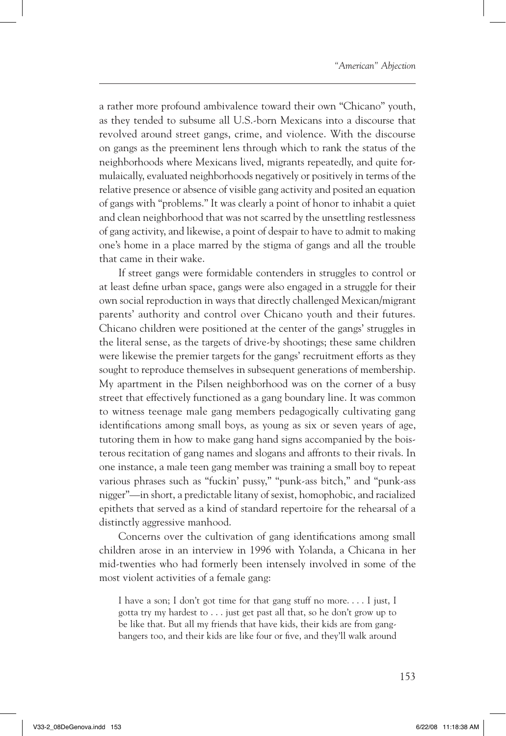a rather more profound ambivalence toward their own "Chicano" youth, as they tended to subsume all U.S.-born Mexicans into a discourse that revolved around street gangs, crime, and violence. With the discourse on gangs as the preeminent lens through which to rank the status of the neighborhoods where Mexicans lived, migrants repeatedly, and quite formulaically, evaluated neighborhoods negatively or positively in terms of the relative presence or absence of visible gang activity and posited an equation of gangs with "problems." It was clearly a point of honor to inhabit a quiet and clean neighborhood that was not scarred by the unsettling restlessness of gang activity, and likewise, a point of despair to have to admit to making one's home in a place marred by the stigma of gangs and all the trouble that came in their wake.

If street gangs were formidable contenders in struggles to control or at least define urban space, gangs were also engaged in a struggle for their own social reproduction in ways that directly challenged Mexican/migrant parents' authority and control over Chicano youth and their futures. Chicano children were positioned at the center of the gangs' struggles in the literal sense, as the targets of drive-by shootings; these same children were likewise the premier targets for the gangs' recruitment efforts as they sought to reproduce themselves in subsequent generations of membership. My apartment in the Pilsen neighborhood was on the corner of a busy street that effectively functioned as a gang boundary line. It was common to witness teenage male gang members pedagogically cultivating gang identifications among small boys, as young as six or seven years of age, tutoring them in how to make gang hand signs accompanied by the boisterous recitation of gang names and slogans and affronts to their rivals. In one instance, a male teen gang member was training a small boy to repeat various phrases such as "fuckin' pussy," "punk-ass bitch," and "punk-ass nigger"—in short, a predictable litany of sexist, homophobic, and racialized epithets that served as a kind of standard repertoire for the rehearsal of a distinctly aggressive manhood.

Concerns over the cultivation of gang identifications among small children arose in an interview in 1996 with Yolanda, a Chicana in her mid-twenties who had formerly been intensely involved in some of the most violent activities of a female gang:

> I have a son; I don't got time for that gang stuff no more. . . . I just, I gotta try my hardest to . . . just get past all that, so he don't grow up to be like that. But all my friends that have kids, their kids are from gang-bangers too, and their kids are like four or five, and they'll walk around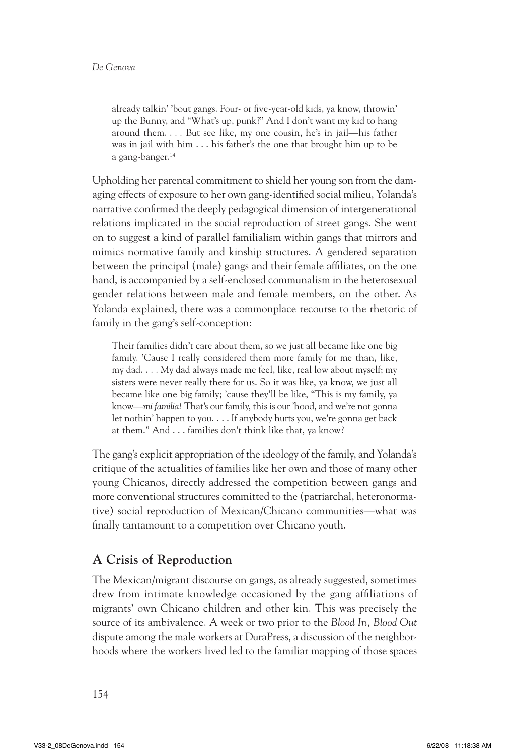> already talkin' 'bout gangs. Four- or five-year-old kids, ya know, throwin' up the Bunny, and "What's up, punk?" And I don't want my kid to hang around them. . . . But see like, my one cousin, he's in jail—his father was in jail with him . . . his father's the one that brought him up to be a gang-banger.[14]

Upholding her parental commitment to shield her young son from the damaging effects of exposure to her own gang-identified social milieu, Yolanda's narrative confirmed the deeply pedagogical dimension of intergenerational relations implicated in the social reproduction of street gangs. She went on to suggest a kind of parallel familialism within gangs that mirrors and mimics normative family and kinship structures. A gendered separation between the principal (male) gangs and their female affiliates, on the one hand, is accompanied by a self-enclosed communalism in the heterosexual gender relations between male and female members, on the other. As Yolanda explained, there was a commonplace recourse to the rhetoric of family in the gang's self-conception:

> Their families didn't care about them, so we just all became like one big family. 'Cause I really considered them more family for me than, like, my dad. . . . My dad always made me feel, like, real low about myself; my sisters were never really there for us. So it was like, ya know, we just all became like one big family; 'cause they'll be like, "This is my family, ya know—*mi familia!* That's our family, this is our 'hood, and we're not gonna let nothin' happen to you. . . . If anybody hurts you, we're gonna get back at them." And . . . families don't think like that, ya know?

The gang's explicit appropriation of the ideology of the family, and Yolanda's critique of the actualities of families like her own and those of many other young Chicanos, directly addressed the competition between gangs and more conventional structures committed to the (patriarchal, heteronormative) social reproduction of Mexican/Chicano communities—what was finally tantamount to a competition over Chicano youth.

## A Crisis of Reproduction

The Mexican/migrant discourse on gangs, as already suggested, sometimes drew from intimate knowledge occasioned by the gang affiliations of migrants' own Chicano children and other kin. This was precisely the source of its ambivalence. A week or two prior to the *Blood In, Blood Out* dispute among the male workers at DuraPress, a discussion of the neighborhoods where the workers lived led to the familiar mapping of those spaces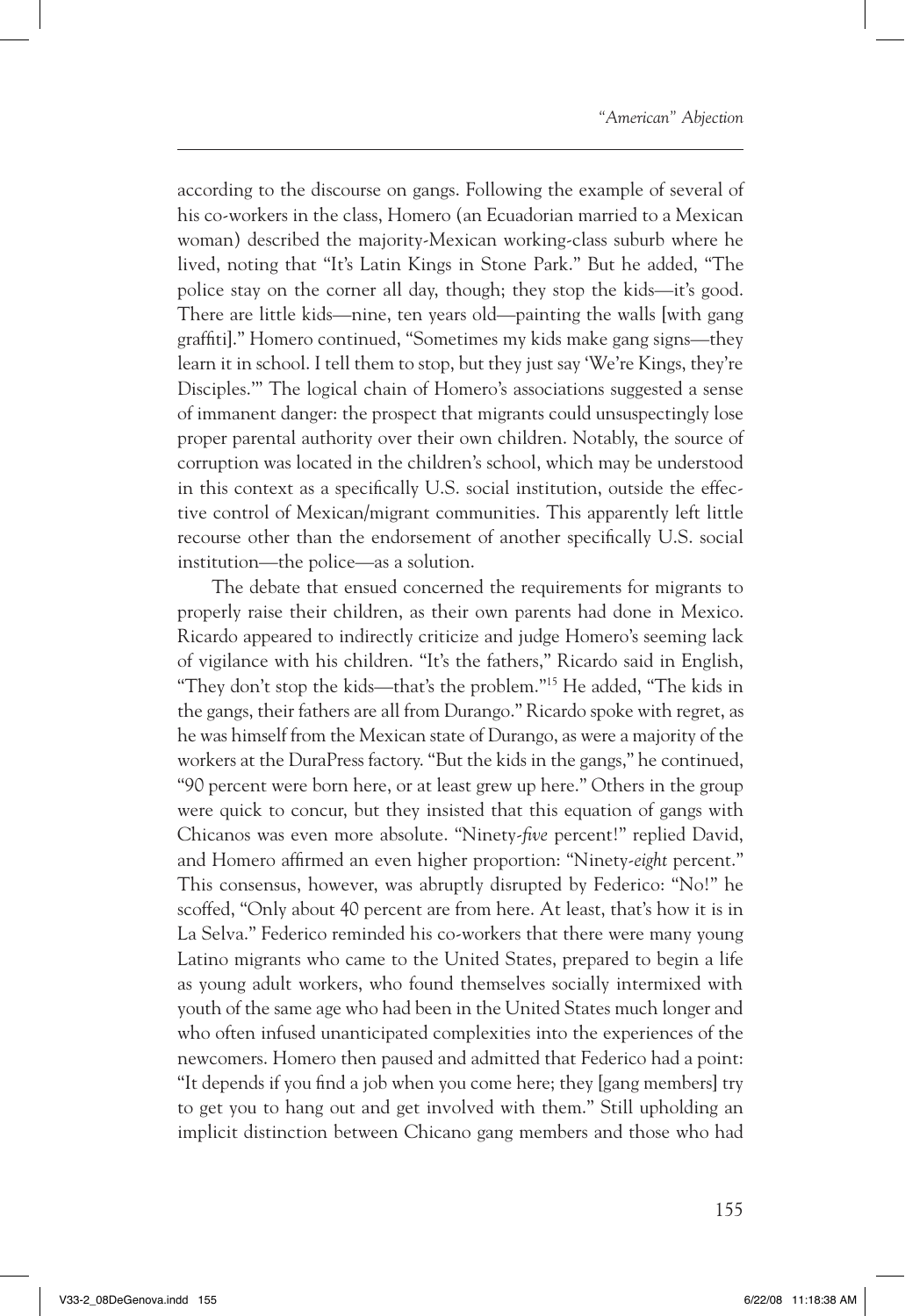according to the discourse on gangs. Following the example of several of his co-workers in the class, Homero (an Ecuadorian married to a Mexican woman) described the majority-Mexican working-class suburb where he lived, noting that "It's Latin Kings in Stone Park." But he added, "The police stay on the corner all day, though; they stop the kids—it's good. There are little kids—nine, ten years old—painting the walls [with gang graffiti]." Homero continued, "Sometimes my kids make gang signs—they learn it in school. I tell them to stop, but they just say 'We're Kings, they're Disciples.'" The logical chain of Homero's associations suggested a sense of immanent danger: the prospect that migrants could unsuspectingly lose proper parental authority over their own children. Notably, the source of corruption was located in the children's school, which may be understood in this context as a specifically U.S. social institution, outside the effective control of Mexican/migrant communities. This apparently left little recourse other than the endorsement of another specifically U.S. social institution—the police—as a solution.

The debate that ensued concerned the requirements for migrants to properly raise their children, as their own parents had done in Mexico. Ricardo appeared to indirectly criticize and judge Homero's seeming lack of vigilance with his children. "It's the fathers," Ricardo said in English, "They don't stop the kids—that's the problem."[15] He added, "The kids in the gangs, their fathers are all from Durango." Ricardo spoke with regret, as he was himself from the Mexican state of Durango, as were a majority of the workers at the DuraPress factory. "But the kids in the gangs," he continued, "90 percent were born here, or at least grew up here." Others in the group were quick to concur, but they insisted that this equation of gangs with Chicanos was even more absolute. "Ninety-*five* percent!" replied David, and Homero affirmed an even higher proportion: "Ninety-*eight* percent." This consensus, however, was abruptly disrupted by Federico: "No!" he scoffed, "Only about 40 percent are from here. At least, that's how it is in La Selva." Federico reminded his co-workers that there were many young Latino migrants who came to the United States, prepared to begin a life as young adult workers, who found themselves socially intermixed with youth of the same age who had been in the United States much longer and who often infused unanticipated complexities into the experiences of the newcomers. Homero then paused and admitted that Federico had a point: "It depends if you find a job when you come here; they [gang members] try to get you to hang out and get involved with them." Still upholding an implicit distinction between Chicano gang members and those who had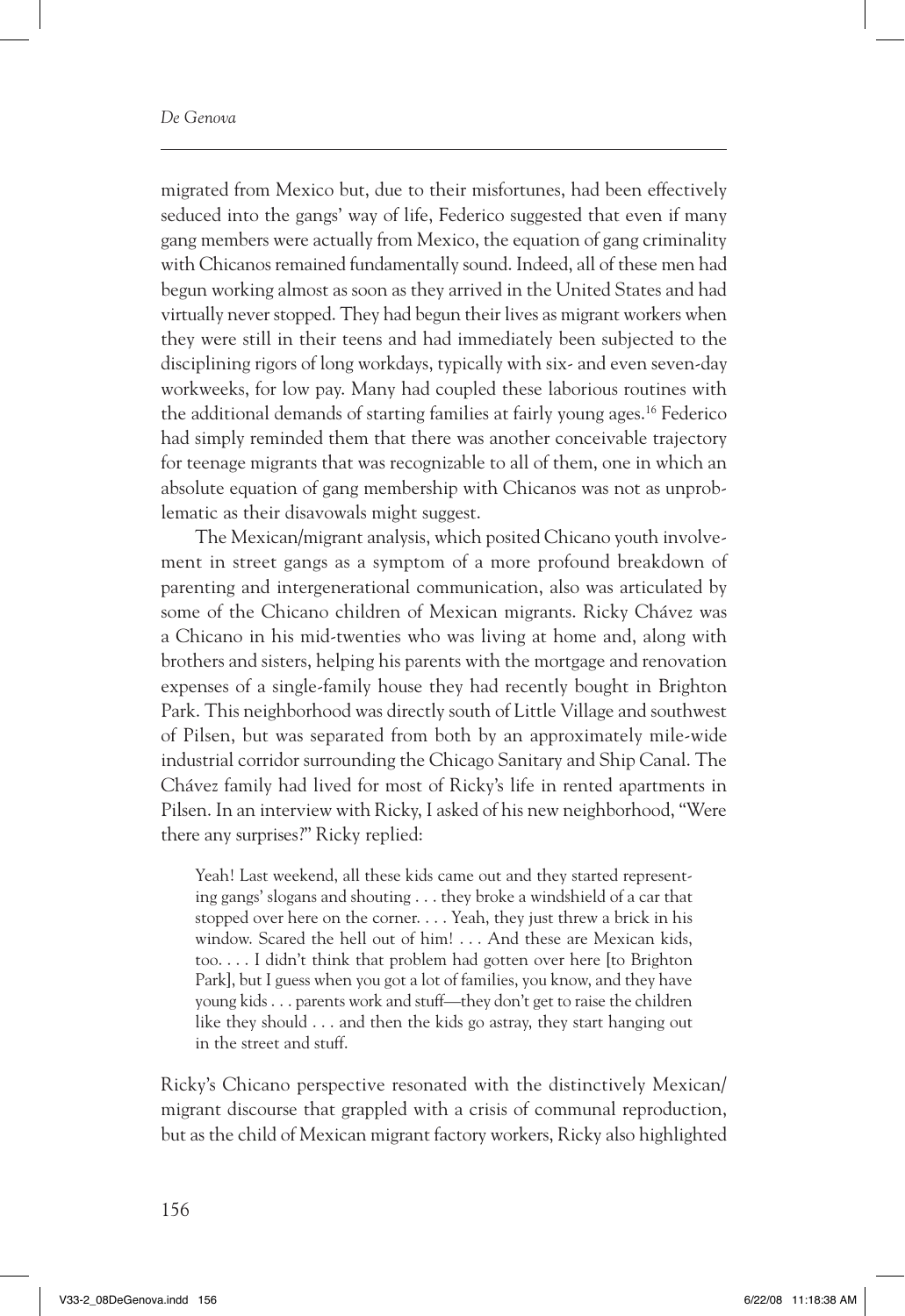migrated from Mexico but, due to their misfortunes, had been effectively seduced into the gangs' way of life, Federico suggested that even if many gang members were actually from Mexico, the equation of gang criminality with Chicanos remained fundamentally sound. Indeed, all of these men had begun working almost as soon as they arrived in the United States and had virtually never stopped. They had begun their lives as migrant workers when they were still in their teens and had immediately been subjected to the disciplining rigors of long workdays, typically with six- and even seven-day workweeks, for low pay. Many had coupled these laborious routines with the additional demands of starting families at fairly young ages.[16] Federico had simply reminded them that there was another conceivable trajectory for teenage migrants that was recognizable to all of them, one in which an absolute equation of gang membership with Chicanos was not as unproblematic as their disavowals might suggest.

The Mexican/migrant analysis, which posited Chicano youth involvement in street gangs as a symptom of a more profound breakdown of parenting and intergenerational communication, also was articulated by some of the Chicano children of Mexican migrants. Ricky Chávez was a Chicano in his mid-twenties who was living at home and, along with brothers and sisters, helping his parents with the mortgage and renovation expenses of a single-family house they had recently bought in Brighton Park. This neighborhood was directly south of Little Village and southwest of Pilsen, but was separated from both by an approximately mile-wide industrial corridor surrounding the Chicago Sanitary and Ship Canal. The Chávez family had lived for most of Ricky's life in rented apartments in Pilsen. In an interview with Ricky, I asked of his new neighborhood, "Were there any surprises?" Ricky replied:

> Yeah! Last weekend, all these kids came out and they started representing gangs' slogans and shouting . . . they broke a windshield of a car that stopped over here on the corner. . . . Yeah, they just threw a brick in his window. Scared the hell out of him! . . . And these are Mexican kids, too. . . . I didn't think that problem had gotten over here [to Brighton Park], but I guess when you got a lot of families, you know, and they have young kids . . . parents work and stuff—they don't get to raise the children like they should . . . and then the kids go astray, they start hanging out in the street and stuff.

Ricky's Chicano perspective resonated with the distinctively Mexican/migrant discourse that grappled with a crisis of communal reproduction, but as the child of Mexican migrant factory workers, Ricky also highlighted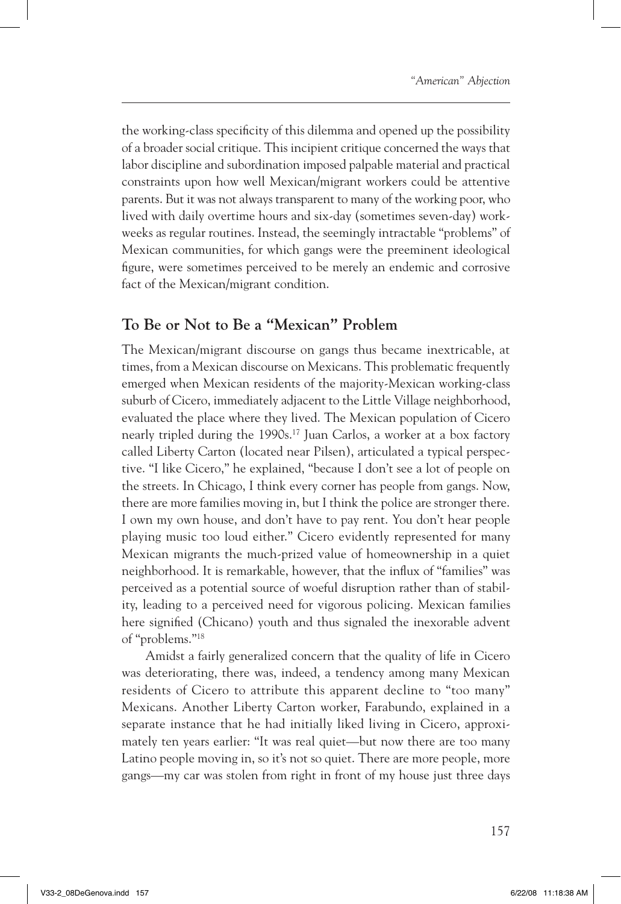the working-class specificity of this dilemma and opened up the possibility of a broader social critique. This incipient critique concerned the ways that labor discipline and subordination imposed palpable material and practical constraints upon how well Mexican/migrant workers could be attentive parents. But it was not always transparent to many of the working poor, who lived with daily overtime hours and six-day (sometimes seven-day) workweeks as regular routines. Instead, the seemingly intractable "problems" of Mexican communities, for which gangs were the preeminent ideological figure, were sometimes perceived to be merely an endemic and corrosive fact of the Mexican/migrant condition.

## To Be or Not to Be a "Mexican" Problem

The Mexican/migrant discourse on gangs thus became inextricable, at times, from a Mexican discourse on Mexicans. This problematic frequently emerged when Mexican residents of the majority-Mexican working-class suburb of Cicero, immediately adjacent to the Little Village neighborhood, evaluated the place where they lived. The Mexican population of Cicero nearly tripled during the 1990s.[17] Juan Carlos, a worker at a box factory called Liberty Carton (located near Pilsen), articulated a typical perspective. "I like Cicero," he explained, "because I don't see a lot of people on the streets. In Chicago, I think every corner has people from gangs. Now, there are more families moving in, but I think the police are stronger there. I own my own house, and don't have to pay rent. You don't hear people playing music too loud either." Cicero evidently represented for many Mexican migrants the much-prized value of homeownership in a quiet neighborhood. It is remarkable, however, that the influx of "families" was perceived as a potential source of woeful disruption rather than of stability, leading to a perceived need for vigorous policing. Mexican families here signified (Chicano) youth and thus signaled the inexorable advent of "problems."[18]

Amidst a fairly generalized concern that the quality of life in Cicero was deteriorating, there was, indeed, a tendency among many Mexican residents of Cicero to attribute this apparent decline to "too many" Mexicans. Another Liberty Carton worker, Farabundo, explained in a separate instance that he had initially liked living in Cicero, approximately ten years earlier: "It was real quiet—but now there are too many Latino people moving in, so it's not so quiet. There are more people, more gangs—my car was stolen from right in front of my house just three days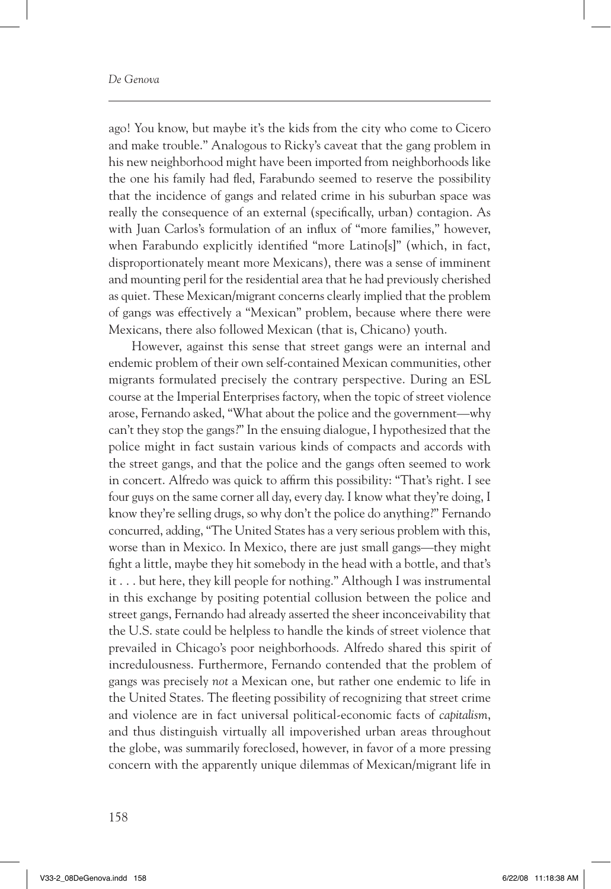ago! You know, but maybe it's the kids from the city who come to Cicero and make trouble." Analogous to Ricky's caveat that the gang problem in his new neighborhood might have been imported from neighborhoods like the one his family had fled, Farabundo seemed to reserve the possibility that the incidence of gangs and related crime in his suburban space was really the consequence of an external (specifically, urban) contagion. As with Juan Carlos's formulation of an influx of "more families," however, when Farabundo explicitly identified "more Latino[s]" (which, in fact, disproportionately meant more Mexicans), there was a sense of imminent and mounting peril for the residential area that he had previously cherished as quiet. These Mexican/migrant concerns clearly implied that the problem of gangs was effectively a "Mexican" problem, because where there were Mexicans, there also followed Mexican (that is, Chicano) youth.

However, against this sense that street gangs were an internal and endemic problem of their own self-contained Mexican communities, other migrants formulated precisely the contrary perspective. During an ESL course at the Imperial Enterprises factory, when the topic of street violence arose, Fernando asked, "What about the police and the government—why can't they stop the gangs?" In the ensuing dialogue, I hypothesized that the police might in fact sustain various kinds of compacts and accords with the street gangs, and that the police and the gangs often seemed to work in concert. Alfredo was quick to affirm this possibility: "That's right. I see four guys on the same corner all day, every day. I know what they're doing, I know they're selling drugs, so why don't the police do anything?" Fernando concurred, adding, "The United States has a very serious problem with this, worse than in Mexico. In Mexico, there are just small gangs—they might fight a little, maybe they hit somebody in the head with a bottle, and that's it . . . but here, they kill people for nothing." Although I was instrumental in this exchange by positing potential collusion between the police and street gangs, Fernando had already asserted the sheer inconceivability that the U.S. state could be helpless to handle the kinds of street violence that prevailed in Chicago's poor neighborhoods. Alfredo shared this spirit of incredulousness. Furthermore, Fernando contended that the problem of gangs was precisely *not* a Mexican one, but rather one endemic to life in the United States. The fleeting possibility of recognizing that street crime and violence are in fact universal political-economic facts of *capitalism*, and thus distinguish virtually all impoverished urban areas throughout the globe, was summarily foreclosed, however, in favor of a more pressing concern with the apparently unique dilemmas of Mexican/migrant life in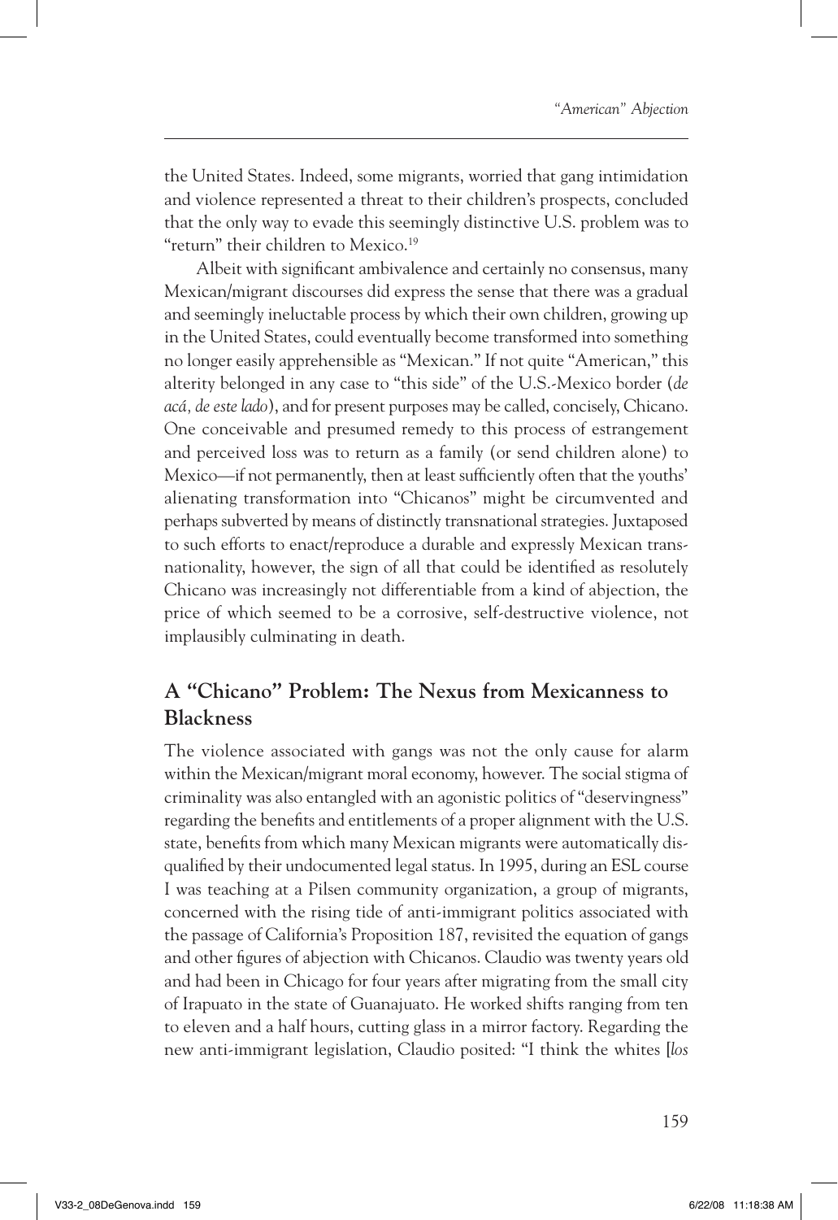the United States. Indeed, some migrants, worried that gang intimidation and violence represented a threat to their children's prospects, concluded that the only way to evade this seemingly distinctive U.S. problem was to "return" their children to Mexico.[19]

Albeit with significant ambivalence and certainly no consensus, many Mexican/migrant discourses did express the sense that there was a gradual and seemingly ineluctable process by which their own children, growing up in the United States, could eventually become transformed into something no longer easily apprehensible as "Mexican." If not quite "American," this alterity belonged in any case to "this side" of the U.S.-Mexico border (*de acá, de este lado*), and for present purposes may be called, concisely, Chicano. One conceivable and presumed remedy to this process of estrangement and perceived loss was to return as a family (or send children alone) to Mexico—if not permanently, then at least sufficiently often that the youths' alienating transformation into "Chicanos" might be circumvented and perhaps subverted by means of distinctly transnational strategies. Juxtaposed to such efforts to enact/reproduce a durable and expressly Mexican transnationality, however, the sign of all that could be identified as resolutely Chicano was increasingly not differentiable from a kind of abjection, the price of which seemed to be a corrosive, self-destructive violence, not implausibly culminating in death.

## A "Chicano" Problem: The Nexus from Mexicanness to Blackness

The violence associated with gangs was not the only cause for alarm within the Mexican/migrant moral economy, however. The social stigma of criminality was also entangled with an agonistic politics of "deservingness" regarding the benefits and entitlements of a proper alignment with the U.S. state, benefits from which many Mexican migrants were automatically disqualified by their undocumented legal status. In 1995, during an ESL course I was teaching at a Pilsen community organization, a group of migrants, concerned with the rising tide of anti-immigrant politics associated with the passage of California's Proposition 187, revisited the equation of gangs and other figures of abjection with Chicanos. Claudio was twenty years old and had been in Chicago for four years after migrating from the small city of Irapuato in the state of Guanajuato. He worked shifts ranging from ten to eleven and a half hours, cutting glass in a mirror factory. Regarding the new anti-immigrant legislation, Claudio posited: "I think the whites [*los*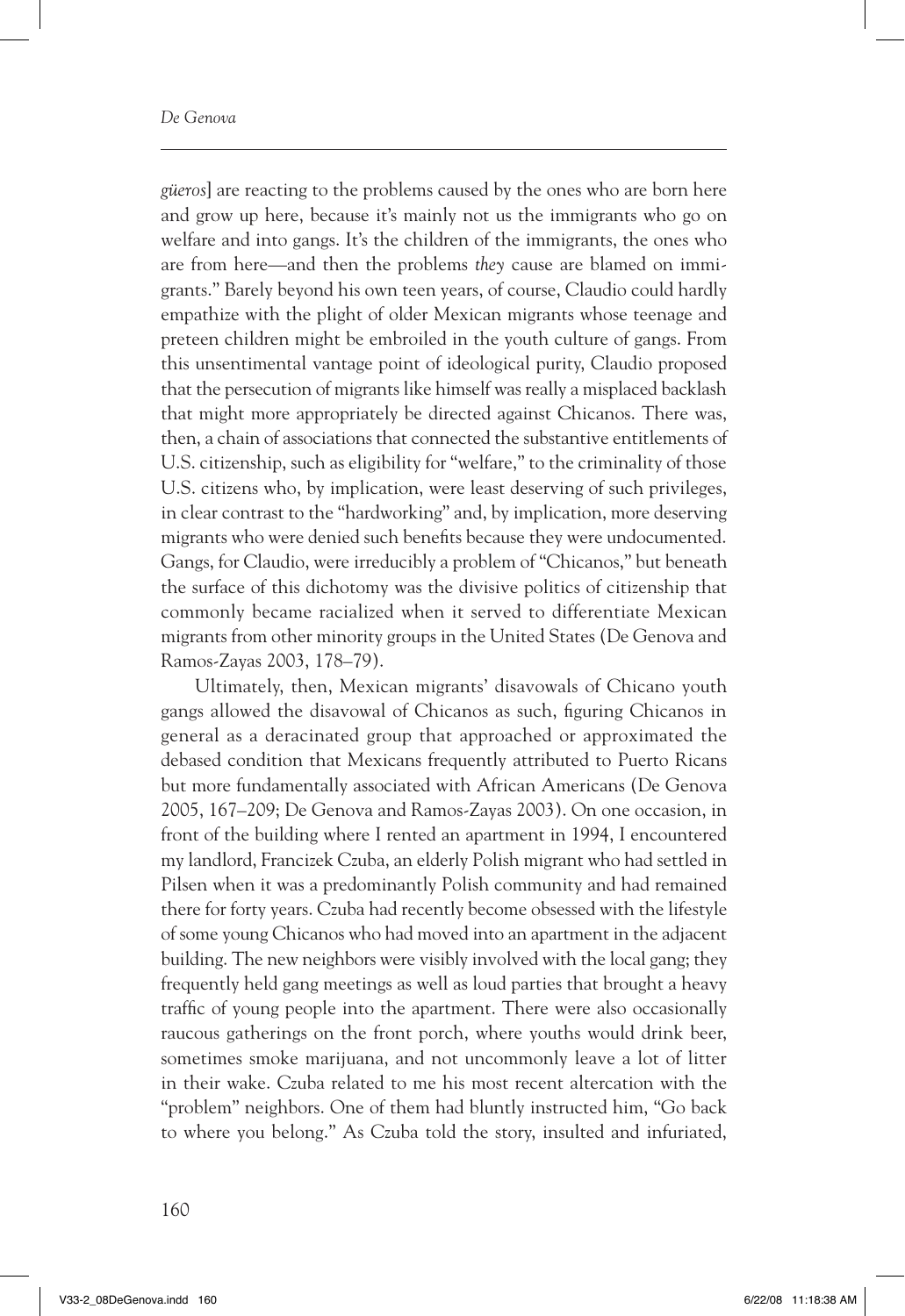*güeros*] are reacting to the problems caused by the ones who are born here and grow up here, because it's mainly not us the immigrants who go on welfare and into gangs. It's the children of the immigrants, the ones who are from here—and then the problems *they* cause are blamed on immigrants." Barely beyond his own teen years, of course, Claudio could hardly empathize with the plight of older Mexican migrants whose teenage and preteen children might be embroiled in the youth culture of gangs. From this unsentimental vantage point of ideological purity, Claudio proposed that the persecution of migrants like himself was really a misplaced backlash that might more appropriately be directed against Chicanos. There was, then, a chain of associations that connected the substantive entitlements of U.S. citizenship, such as eligibility for "welfare," to the criminality of those U.S. citizens who, by implication, were least deserving of such privileges, in clear contrast to the "hardworking" and, by implication, more deserving migrants who were denied such benefits because they were undocumented. Gangs, for Claudio, were irreducibly a problem of "Chicanos," but beneath the surface of this dichotomy was the divisive politics of citizenship that commonly became racialized when it served to differentiate Mexican migrants from other minority groups in the United States (De Genova and Ramos-Zayas 2003, 178–79).

Ultimately, then, Mexican migrants' disavowals of Chicano youth gangs allowed the disavowal of Chicanos as such, figuring Chicanos in general as a deracinated group that approached or approximated the debased condition that Mexicans frequently attributed to Puerto Ricans but more fundamentally associated with African Americans (De Genova 2005, 167–209; De Genova and Ramos-Zayas 2003). On one occasion, in front of the building where I rented an apartment in 1994, I encountered my landlord, Francizek Czuba, an elderly Polish migrant who had settled in Pilsen when it was a predominantly Polish community and had remained there for forty years. Czuba had recently become obsessed with the lifestyle of some young Chicanos who had moved into an apartment in the adjacent building. The new neighbors were visibly involved with the local gang; they frequently held gang meetings as well as loud parties that brought a heavy traffic of young people into the apartment. There were also occasionally raucous gatherings on the front porch, where youths would drink beer, sometimes smoke marijuana, and not uncommonly leave a lot of litter in their wake. Czuba related to me his most recent altercation with the "problem" neighbors. One of them had bluntly instructed him, "Go back to where you belong." As Czuba told the story, insulted and infuriated,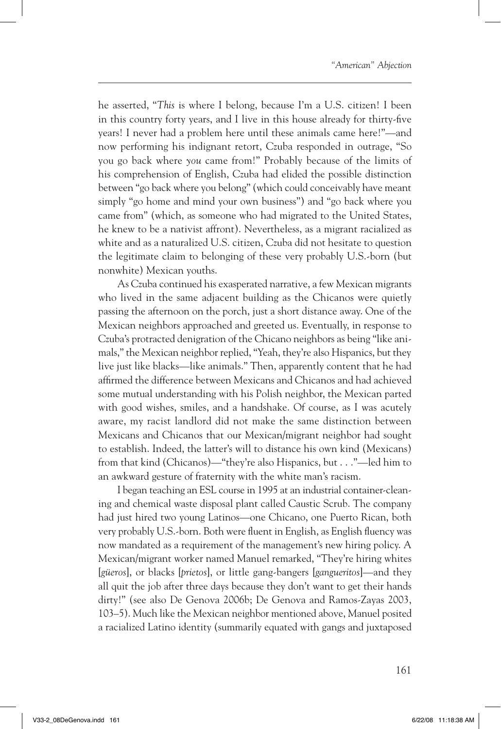he asserted, "*This* is where I belong, because I'm a U.S. citizen! I been in this country forty years, and I live in this house already for thirty-five years! I never had a problem here until these animals came here!"—and now performing his indignant retort, Czuba responded in outrage, "So you go back where *you* came from!" Probably because of the limits of his comprehension of English, Czuba had elided the possible distinction between "go back where you belong" (which could conceivably have meant simply "go home and mind your own business") and "go back where you came from" (which, as someone who had migrated to the United States, he knew to be a nativist affront). Nevertheless, as a migrant racialized as white and as a naturalized U.S. citizen, Czuba did not hesitate to question the legitimate claim to belonging of these very probably U.S.-born (but nonwhite) Mexican youths.

As Czuba continued his exasperated narrative, a few Mexican migrants who lived in the same adjacent building as the Chicanos were quietly passing the afternoon on the porch, just a short distance away. One of the Mexican neighbors approached and greeted us. Eventually, in response to Czuba's protracted denigration of the Chicano neighbors as being "like animals," the Mexican neighbor replied, "Yeah, they're also Hispanics, but they live just like blacks—like animals." Then, apparently content that he had affirmed the difference between Mexicans and Chicanos and had achieved some mutual understanding with his Polish neighbor, the Mexican parted with good wishes, smiles, and a handshake. Of course, as I was acutely aware, my racist landlord did not make the same distinction between Mexicans and Chicanos that our Mexican/migrant neighbor had sought to establish. Indeed, the latter's will to distance his own kind (Mexicans) from that kind (Chicanos)—"they're also Hispanics, but . . ."—led him to an awkward gesture of fraternity with the white man's racism.

I began teaching an ESL course in 1995 at an industrial container-cleaning and chemical waste disposal plant called Caustic Scrub. The company had just hired two young Latinos—one Chicano, one Puerto Rican, both very probably U.S.-born. Both were fluent in English, as English fluency was now mandated as a requirement of the management's new hiring policy. A Mexican/migrant worker named Manuel remarked, "They're hiring whites [*güeros*], or blacks [*prietos*], or little gang-bangers [*gangueritos*]—and they all quit the job after three days because they don't want to get their hands dirty!" (see also De Genova 2006b; De Genova and Ramos-Zayas 2003, 103–5). Much like the Mexican neighbor mentioned above, Manuel posited a racialized Latino identity (summarily equated with gangs and juxtaposed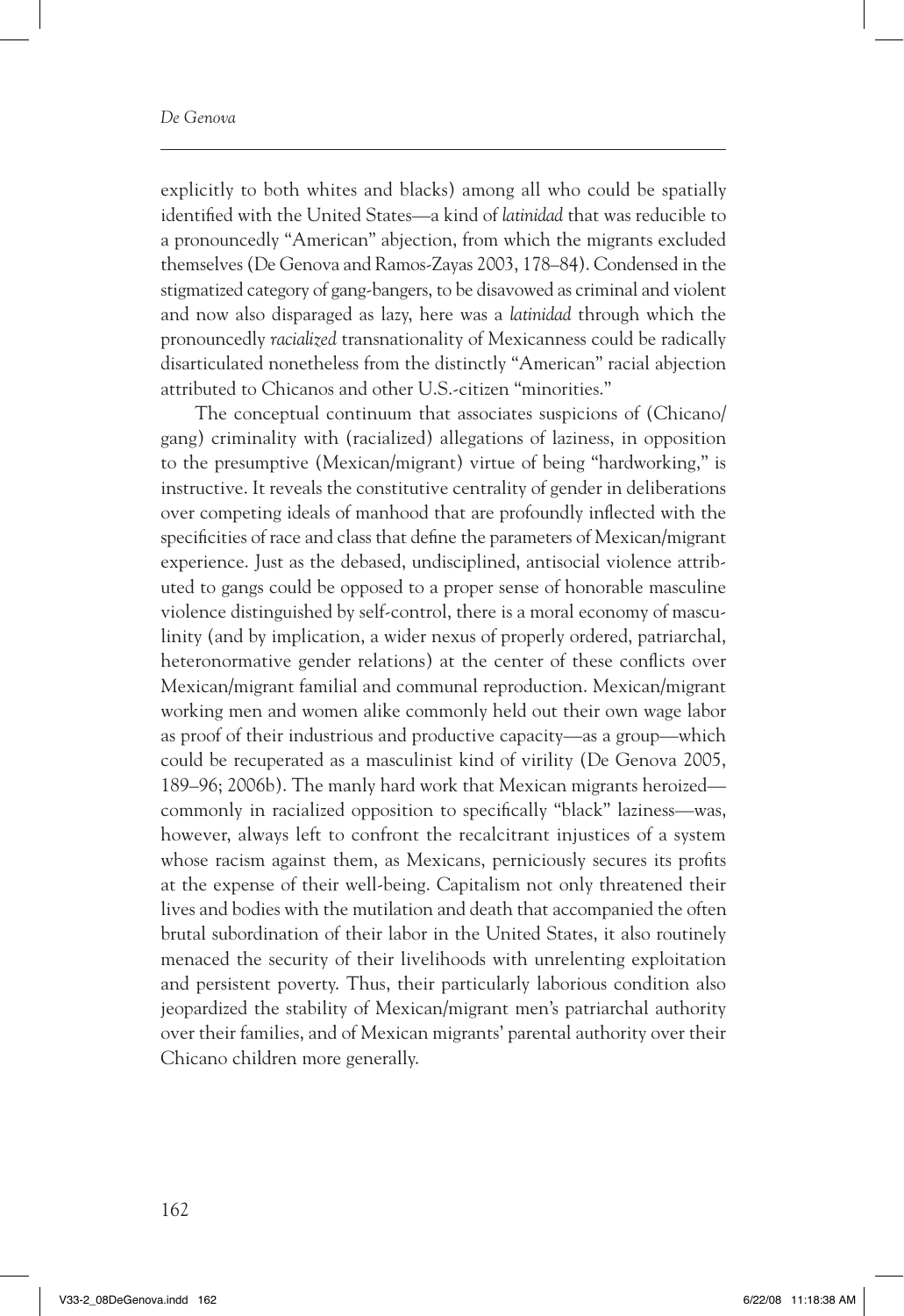explicitly to both whites and blacks) among all who could be spatially identified with the United States—a kind of *latinidad* that was reducible to a pronouncedly "American" abjection, from which the migrants excluded themselves (De Genova and Ramos-Zayas 2003, 178–84). Condensed in the stigmatized category of gang-bangers, to be disavowed as criminal and violent and now also disparaged as lazy, here was a *latinidad* through which the pronouncedly *racialized* transnationality of Mexicanness could be radically disarticulated nonetheless from the distinctly "American" racial abjection attributed to Chicanos and other U.S.-citizen "minorities."

The conceptual continuum that associates suspicions of (Chicano/gang) criminality with (racialized) allegations of laziness, in opposition to the presumptive (Mexican/migrant) virtue of being "hardworking," is instructive. It reveals the constitutive centrality of gender in deliberations over competing ideals of manhood that are profoundly inflected with the specificities of race and class that define the parameters of Mexican/migrant experience. Just as the debased, undisciplined, antisocial violence attributed to gangs could be opposed to a proper sense of honorable masculine violence distinguished by self-control, there is a moral economy of masculinity (and by implication, a wider nexus of properly ordered, patriarchal, heteronormative gender relations) at the center of these conflicts over Mexican/migrant familial and communal reproduction. Mexican/migrant working men and women alike commonly held out their own wage labor as proof of their industrious and productive capacity—as a group—which could be recuperated as a masculinist kind of virility (De Genova 2005, 189–96; 2006b). The manly hard work that Mexican migrants heroized—commonly in racialized opposition to specifically "black" laziness—was, however, always left to confront the recalcitrant injustices of a system whose racism against them, as Mexicans, perniciously secures its profits at the expense of their well-being. Capitalism not only threatened their lives and bodies with the mutilation and death that accompanied the often brutal subordination of their labor in the United States, it also routinely menaced the security of their livelihoods with unrelenting exploitation and persistent poverty. Thus, their particularly laborious condition also jeopardized the stability of Mexican/migrant men's patriarchal authority over their families, and of Mexican migrants' parental authority over their Chicano children more generally.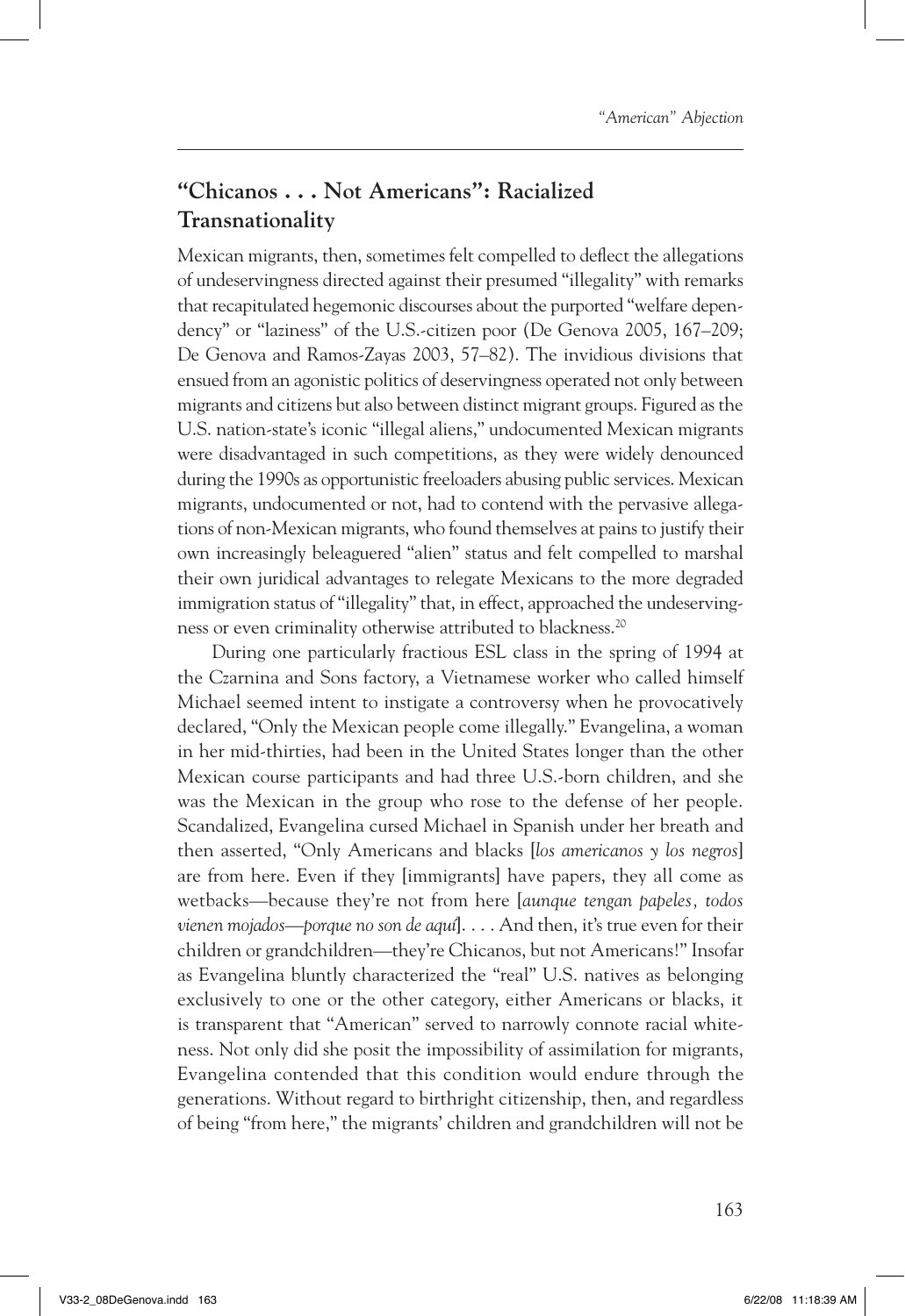## "Chicanos . . . Not Americans": Racialized Transnationality

Mexican migrants, then, sometimes felt compelled to deflect the allegations of undeservingness directed against their presumed "illegality" with remarks that recapitulated hegemonic discourses about the purported "welfare dependency" or "laziness" of the U.S.-citizen poor (De Genova 2005, 167–209; De Genova and Ramos-Zayas 2003, 57–82). The invidious divisions that ensued from an agonistic politics of deservingness operated not only between migrants and citizens but also between distinct migrant groups. Figured as the U.S. nation-state's iconic "illegal aliens," undocumented Mexican migrants were disadvantaged in such competitions, as they were widely denounced during the 1990s as opportunistic freeloaders abusing public services. Mexican migrants, undocumented or not, had to contend with the pervasive allegations of non-Mexican migrants, who found themselves at pains to justify their own increasingly beleaguered "alien" status and felt compelled to marshal their own juridical advantages to relegate Mexicans to the more degraded immigration status of "illegality" that, in effect, approached the undeservingness or even criminality otherwise attributed to blackness.[20]

During one particularly fractious ESL class in the spring of 1994 at the Czarnina and Sons factory, a Vietnamese worker who called himself Michael seemed intent to instigate a controversy when he provocatively declared, "Only the Mexican people come illegally." Evangelina, a woman in her mid-thirties, had been in the United States longer than the other Mexican course participants and had three U.S.-born children, and she was the Mexican in the group who rose to the defense of her people. Scandalized, Evangelina cursed Michael in Spanish under her breath and then asserted, "Only Americans and blacks [*los americanos y los negros*] are from here. Even if they [immigrants] have papers, they all come as wetbacks—because they're not from here [*aunque tengan papeles, todos vienen mojados—porque no son de aquí*]. . . . And then, it's true even for their children or grandchildren—they're Chicanos, but not Americans!" Insofar as Evangelina bluntly characterized the "real" U.S. natives as belonging exclusively to one or the other category, either Americans or blacks, it is transparent that "American" served to narrowly connote racial whiteness. Not only did she posit the impossibility of assimilation for migrants, Evangelina contended that this condition would endure through the generations. Without regard to birthright citizenship, then, and regardless of being "from here," the migrants' children and grandchildren will not be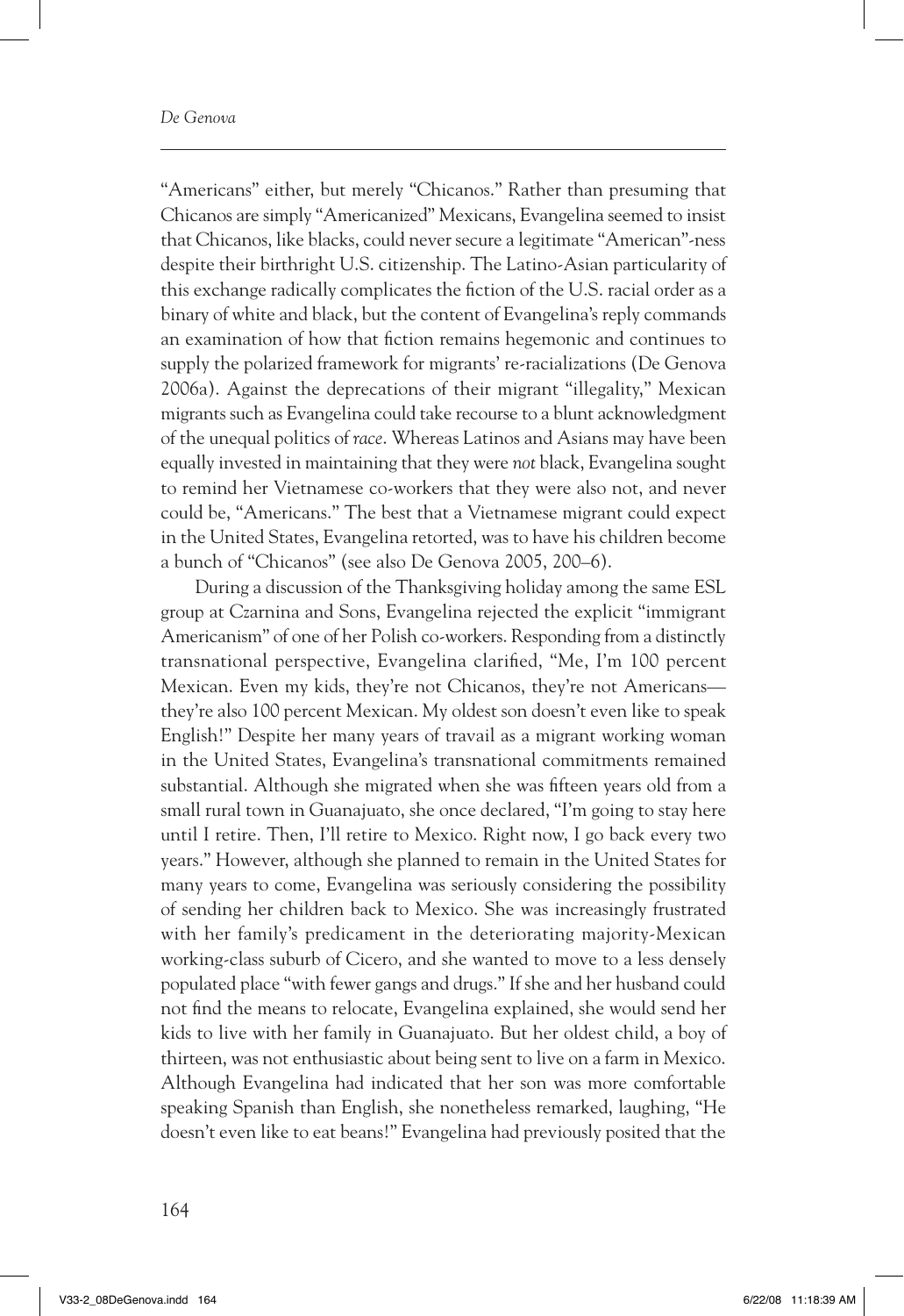"Americans" either, but merely "Chicanos." Rather than presuming that Chicanos are simply "Americanized" Mexicans, Evangelina seemed to insist that Chicanos, like blacks, could never secure a legitimate "American"-ness despite their birthright U.S. citizenship. The Latino-Asian particularity of this exchange radically complicates the fiction of the U.S. racial order as a binary of white and black, but the content of Evangelina's reply commands an examination of how that fiction remains hegemonic and continues to supply the polarized framework for migrants' re-racializations (De Genova 2006a). Against the deprecations of their migrant "illegality," Mexican migrants such as Evangelina could take recourse to a blunt acknowledgment of the unequal politics of *race*. Whereas Latinos and Asians may have been equally invested in maintaining that they were *not* black, Evangelina sought to remind her Vietnamese co-workers that they were also not, and never could be, "Americans." The best that a Vietnamese migrant could expect in the United States, Evangelina retorted, was to have his children become a bunch of "Chicanos" (see also De Genova 2005, 200–6).

During a discussion of the Thanksgiving holiday among the same ESL group at Czarnina and Sons, Evangelina rejected the explicit "immigrant Americanism" of one of her Polish co-workers. Responding from a distinctly transnational perspective, Evangelina clarified, "Me, I'm 100 percent Mexican. Even my kids, they're not Chicanos, they're not Americans—they're also 100 percent Mexican. My oldest son doesn't even like to speak English!" Despite her many years of travail as a migrant working woman in the United States, Evangelina's transnational commitments remained substantial. Although she migrated when she was fifteen years old from a small rural town in Guanajuato, she once declared, "I'm going to stay here until I retire. Then, I'll retire to Mexico. Right now, I go back every two years." However, although she planned to remain in the United States for many years to come, Evangelina was seriously considering the possibility of sending her children back to Mexico. She was increasingly frustrated with her family's predicament in the deteriorating majority-Mexican working-class suburb of Cicero, and she wanted to move to a less densely populated place "with fewer gangs and drugs." If she and her husband could not find the means to relocate, Evangelina explained, she would send her kids to live with her family in Guanajuato. But her oldest child, a boy of thirteen, was not enthusiastic about being sent to live on a farm in Mexico. Although Evangelina had indicated that her son was more comfortable speaking Spanish than English, she nonetheless remarked, laughing, "He doesn't even like to eat beans!" Evangelina had previously posited that the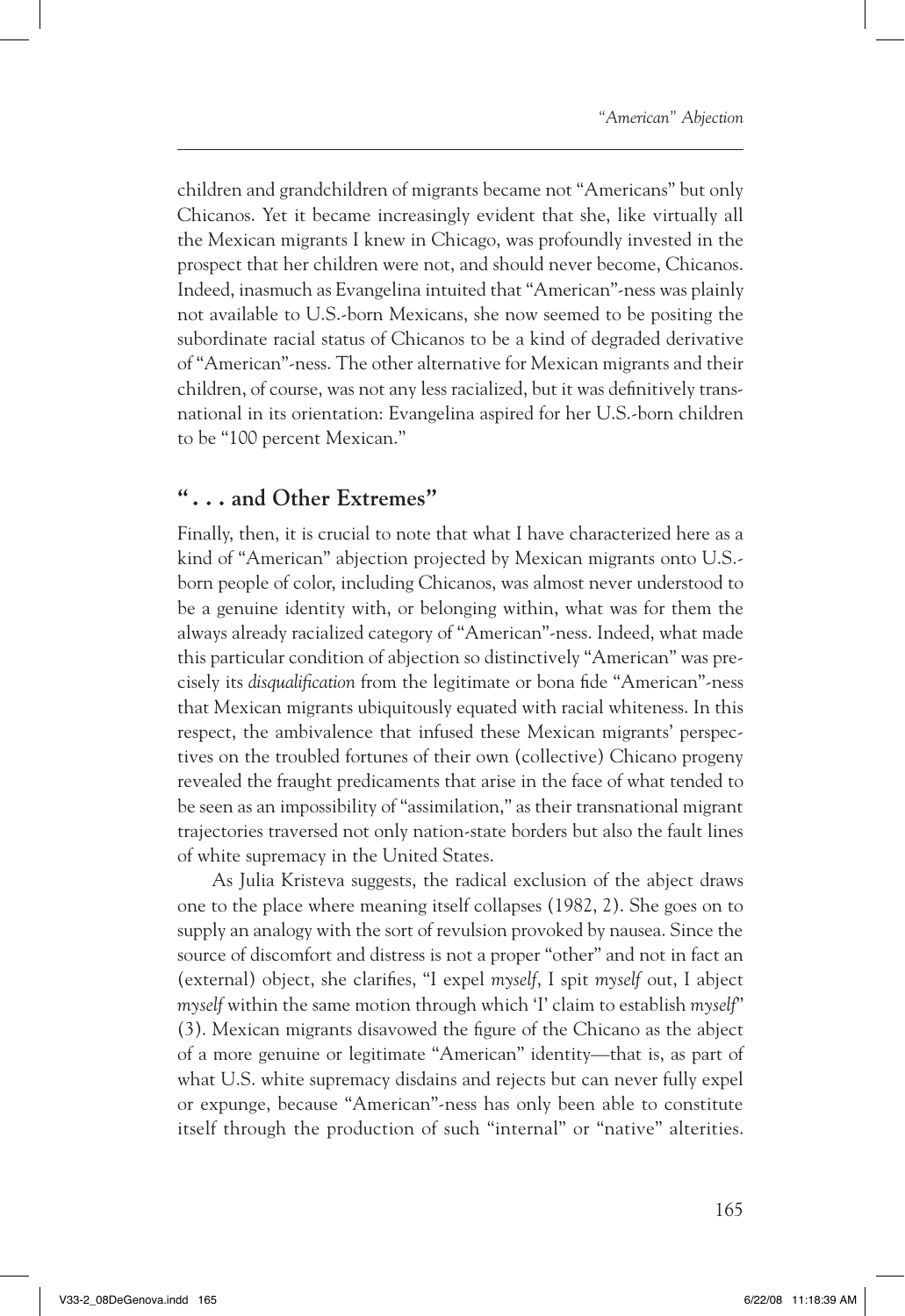children and grandchildren of migrants became not "Americans" but only Chicanos. Yet it became increasingly evident that she, like virtually all the Mexican migrants I knew in Chicago, was profoundly invested in the prospect that her children were not, and should never become, Chicanos. Indeed, inasmuch as Evangelina intuited that "American"-ness was plainly not available to U.S.-born Mexicans, she now seemed to be positing the subordinate racial status of Chicanos to be a kind of degraded derivative of "American"-ness. The other alternative for Mexican migrants and their children, of course, was not any less racialized, but it was definitively transnational in its orientation: Evangelina aspired for her U.S.-born children to be "100 percent Mexican."

## ". . . and Other Extremes"

Finally, then, it is crucial to note that what I have characterized here as a kind of "American" abjection projected by Mexican migrants onto U.S.-born people of color, including Chicanos, was almost never understood to be a genuine identity with, or belonging within, what was for them the always already racialized category of "American"-ness. Indeed, what made this particular condition of abjection so distinctively "American" was precisely its *disqualification* from the legitimate or bona fide "American"-ness that Mexican migrants ubiquitously equated with racial whiteness. In this respect, the ambivalence that infused these Mexican migrants' perspectives on the troubled fortunes of their own (collective) Chicano progeny revealed the fraught predicaments that arise in the face of what tended to be seen as an impossibility of "assimilation," as their transnational migrant trajectories traversed not only nation-state borders but also the fault lines of white supremacy in the United States.

As Julia Kristeva suggests, the radical exclusion of the abject draws one to the place where meaning itself collapses (1982, 2). She goes on to supply an analogy with the sort of revulsion provoked by nausea. Since the source of discomfort and distress is not a proper "other" and not in fact an (external) object, she clarifies, "I expel *myself*, I spit *myself* out, I abject *myself* within the same motion through which 'I' claim to establish *myself*" (3). Mexican migrants disavowed the figure of the Chicano as the abject of a more genuine or legitimate "American" identity—that is, as part of what U.S. white supremacy disdains and rejects but can never fully expel or expunge, because "American"-ness has only been able to constitute itself through the production of such "internal" or "native" alterities.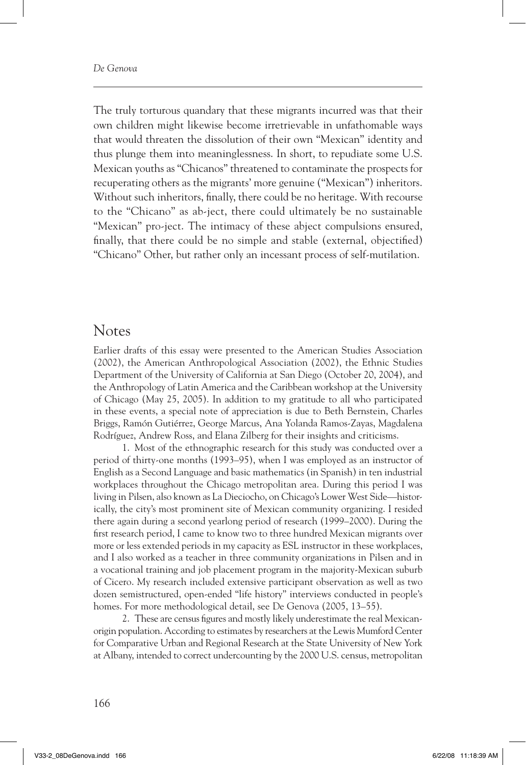The truly torturous quandary that these migrants incurred was that their own children might likewise become irretrievable in unfathomable ways that would threaten the dissolution of their own "Mexican" identity and thus plunge them into meaninglessness. In short, to repudiate some U.S. Mexican youths as "Chicanos" threatened to contaminate the prospects for recuperating others as the migrants' more genuine ("Mexican") inheritors. Without such inheritors, finally, there could be no heritage. With recourse to the "Chicano" as ab-ject, there could ultimately be no sustainable "Mexican" pro-ject. The intimacy of these abject compulsions ensured, finally, that there could be no simple and stable (external, objectified) "Chicano" Other, but rather only an incessant process of self-mutilation.

## Notes

Earlier drafts of this essay were presented to the American Studies Association (2002), the American Anthropological Association (2002), the Ethnic Studies Department of the University of California at San Diego (October 20, 2004), and the Anthropology of Latin America and the Caribbean workshop at the University of Chicago (May 25, 2005). In addition to my gratitude to all who participated in these events, a special note of appreciation is due to Beth Bernstein, Charles Briggs, Ramón Gutiérrez, George Marcus, Ana Yolanda Ramos-Zayas, Magdalena Rodríguez, Andrew Ross, and Elana Zilberg for their insights and criticisms.

1. Most of the ethnographic research for this study was conducted over a period of thirty-one months (1993–95), when I was employed as an instructor of English as a Second Language and basic mathematics (in Spanish) in ten industrial workplaces throughout the Chicago metropolitan area. During this period I was living in Pilsen, also known as La Dieciocho, on Chicago's Lower West Side—historically, the city's most prominent site of Mexican community organizing. I resided there again during a second yearlong period of research (1999–2000). During the first research period, I came to know two to three hundred Mexican migrants over more or less extended periods in my capacity as ESL instructor in these workplaces, and I also worked as a teacher in three community organizations in Pilsen and in a vocational training and job placement program in the majority-Mexican suburb of Cicero. My research included extensive participant observation as well as two dozen semistructured, open-ended "life history" interviews conducted in people's homes. For more methodological detail, see De Genova (2005, 13–55).

2. These are census figures and mostly likely underestimate the real Mexican-origin population. According to estimates by researchers at the Lewis Mumford Center for Comparative Urban and Regional Research at the State University of New York at Albany, intended to correct undercounting by the 2000 U.S. census, metropolitan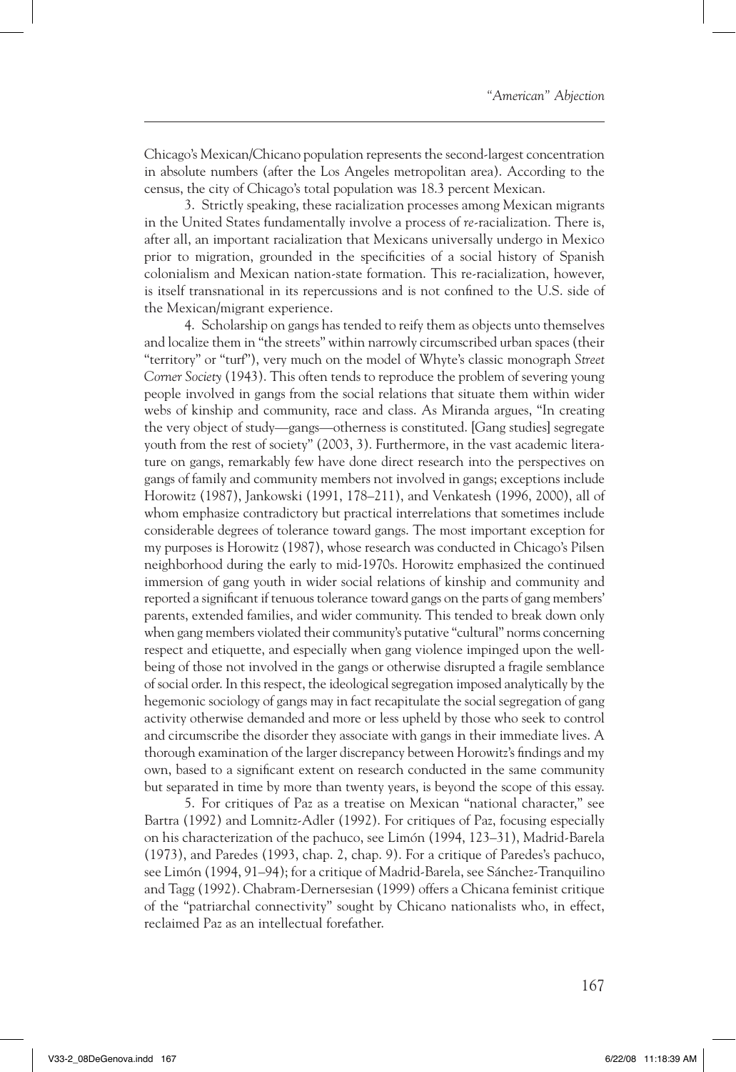Chicago's Mexican/Chicano population represents the second-largest concentration in absolute numbers (after the Los Angeles metropolitan area). According to the census, the city of Chicago's total population was 18.3 percent Mexican.

3. Strictly speaking, these racialization processes among Mexican migrants in the United States fundamentally involve a process of *re*-racialization. There is, after all, an important racialization that Mexicans universally undergo in Mexico prior to migration, grounded in the specificities of a social history of Spanish colonialism and Mexican nation-state formation. This re-racialization, however, is itself transnational in its repercussions and is not confined to the U.S. side of the Mexican/migrant experience.

4. Scholarship on gangs has tended to reify them as objects unto themselves and localize them in "the streets" within narrowly circumscribed urban spaces (their "territory" or "turf"), very much on the model of Whyte's classic monograph *Street Corner Society* (1943). This often tends to reproduce the problem of severing young people involved in gangs from the social relations that situate them within wider webs of kinship and community, race and class. As Miranda argues, "In creating the very object of study—gangs—otherness is constituted. [Gang studies] segregate youth from the rest of society" (2003, 3). Furthermore, in the vast academic literature on gangs, remarkably few have done direct research into the perspectives on gangs of family and community members not involved in gangs; exceptions include Horowitz (1987), Jankowski (1991, 178–211), and Venkatesh (1996, 2000), all of whom emphasize contradictory but practical interrelations that sometimes include considerable degrees of tolerance toward gangs. The most important exception for my purposes is Horowitz (1987), whose research was conducted in Chicago's Pilsen neighborhood during the early to mid-1970s. Horowitz emphasized the continued immersion of gang youth in wider social relations of kinship and community and reported a significant if tenuous tolerance toward gangs on the parts of gang members' parents, extended families, and wider community. This tended to break down only when gang members violated their community's putative "cultural" norms concerning respect and etiquette, and especially when gang violence impinged upon the well-being of those not involved in the gangs or otherwise disrupted a fragile semblance of social order. In this respect, the ideological segregation imposed analytically by the hegemonic sociology of gangs may in fact recapitulate the social segregation of gang activity otherwise demanded and more or less upheld by those who seek to control and circumscribe the disorder they associate with gangs in their immediate lives. A thorough examination of the larger discrepancy between Horowitz's findings and my own, based to a significant extent on research conducted in the same community but separated in time by more than twenty years, is beyond the scope of this essay.

5. For critiques of Paz as a treatise on Mexican "national character," see Bartra (1992) and Lomnitz-Adler (1992). For critiques of Paz, focusing especially on his characterization of the pachuco, see Limón (1994, 123–31), Madrid-Barela (1973), and Paredes (1993, chap. 2, chap. 9). For a critique of Paredes's pachuco, see Limón (1994, 91–94); for a critique of Madrid-Barela, see Sánchez-Tranquilino and Tagg (1992). Chabram-Dernersesian (1999) offers a Chicana feminist critique of the "patriarchal connectivity" sought by Chicano nationalists who, in effect, reclaimed Paz as an intellectual forefather.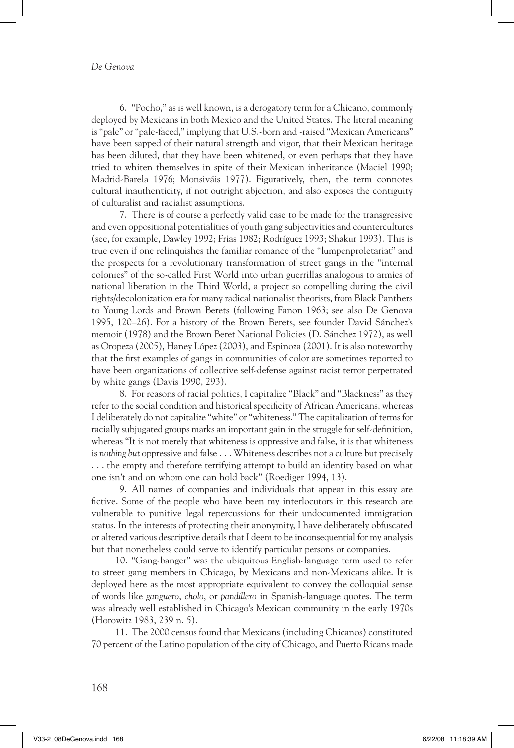6. "Pocho," as is well known, is a derogatory term for a Chicano, commonly deployed by Mexicans in both Mexico and the United States. The literal meaning is "pale" or "pale-faced," implying that U.S.-born and -raised "Mexican Americans" have been sapped of their natural strength and vigor, that their Mexican heritage has been diluted, that they have been whitened, or even perhaps that they have tried to whiten themselves in spite of their Mexican inheritance (Maciel 1990; Madrid-Barela 1976; Monsiváis 1977). Figuratively, then, the term connotes cultural inauthenticity, if not outright abjection, and also exposes the contiguity of culturalist and racialist assumptions.

7. There is of course a perfectly valid case to be made for the transgressive and even oppositional potentialities of youth gang subjectivities and countercultures (see, for example, Dawley 1992; Frias 1982; Rodríguez 1993; Shakur 1993). This is true even if one relinquishes the familiar romance of the "lumpenproletariat" and the prospects for a revolutionary transformation of street gangs in the "internal colonies" of the so-called First World into urban guerrillas analogous to armies of national liberation in the Third World, a project so compelling during the civil rights/decolonization era for many radical nationalist theorists, from Black Panthers to Young Lords and Brown Berets (following Fanon 1963; see also De Genova 1995, 120–26). For a history of the Brown Berets, see founder David Sánchez's memoir (1978) and the Brown Beret National Policies (D. Sánchez 1972), as well as Oropeza (2005), Haney López (2003), and Espinoza (2001). It is also noteworthy that the first examples of gangs in communities of color are sometimes reported to have been organizations of collective self-defense against racist terror perpetrated by white gangs (Davis 1990, 293).

8. For reasons of racial politics, I capitalize "Black" and "Blackness" as they refer to the social condition and historical specificity of African Americans, whereas I deliberately do not capitalize "white" or "whiteness." The capitalization of terms for racially subjugated groups marks an important gain in the struggle for self-definition, whereas "It is not merely that whiteness is oppressive and false, it is that whiteness is *nothing but* oppressive and false . . . Whiteness describes not a culture but precisely . . . the empty and therefore terrifying attempt to build an identity based on what one isn't and on whom one can hold back" (Roediger 1994, 13).

9. All names of companies and individuals that appear in this essay are fictive. Some of the people who have been my interlocutors in this research are vulnerable to punitive legal repercussions for their undocumented immigration status. In the interests of protecting their anonymity, I have deliberately obfuscated or altered various descriptive details that I deem to be inconsequential for my analysis but that nonetheless could serve to identify particular persons or companies.

10. "Gang-banger" was the ubiquitous English-language term used to refer to street gang members in Chicago, by Mexicans and non-Mexicans alike. It is deployed here as the most appropriate equivalent to convey the colloquial sense of words like *ganguero*, *cholo*, or *pandillero* in Spanish-language quotes. The term was already well established in Chicago's Mexican community in the early 1970s (Horowitz 1983, 239 n. 5).

11. The 2000 census found that Mexicans (including Chicanos) constituted 70 percent of the Latino population of the city of Chicago, and Puerto Ricans made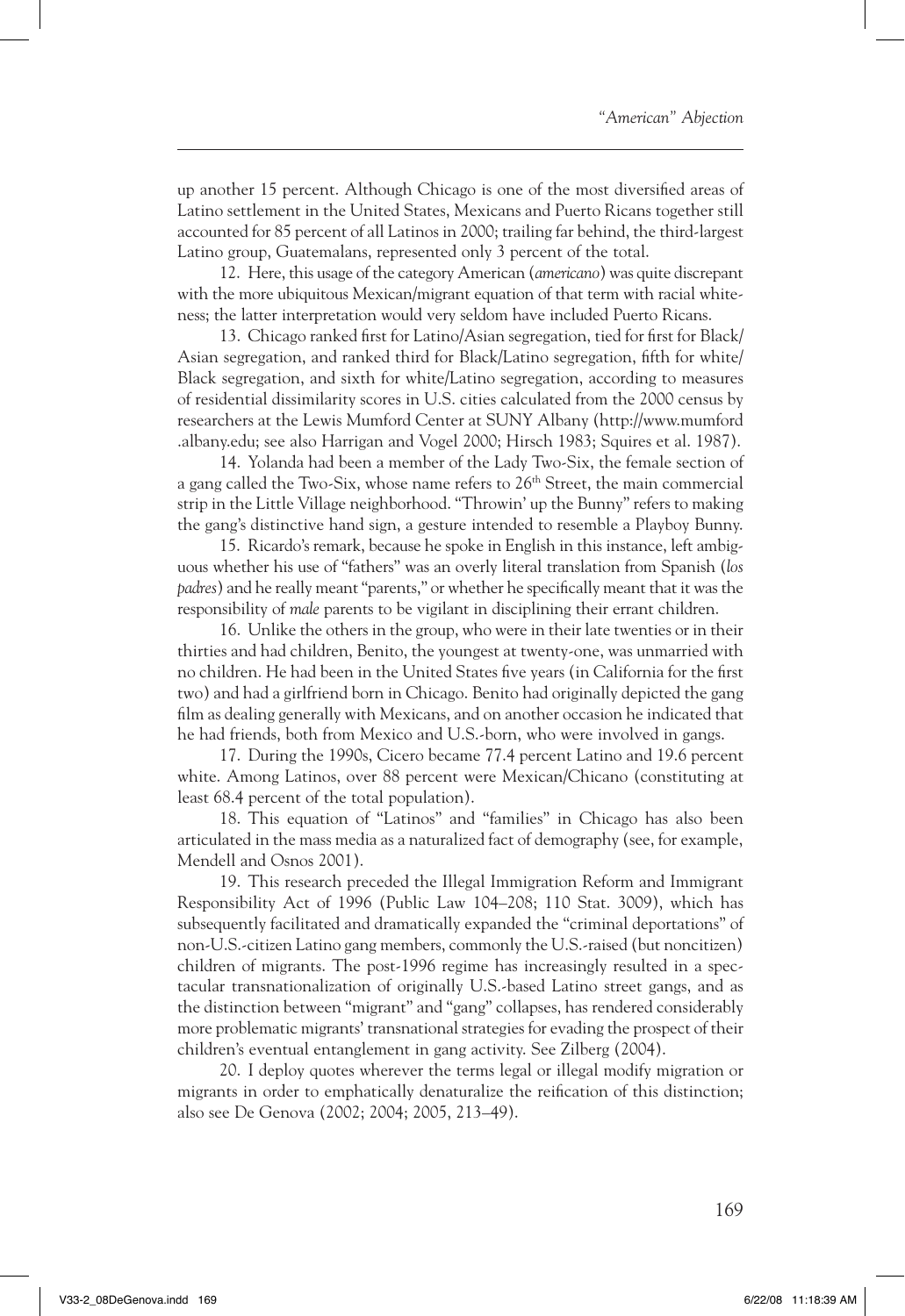up another 15 percent. Although Chicago is one of the most diversified areas of Latino settlement in the United States, Mexicans and Puerto Ricans together still accounted for 85 percent of all Latinos in 2000; trailing far behind, the third-largest Latino group, Guatemalans, represented only 3 percent of the total.

12. Here, this usage of the category American (*americano*) was quite discrepant with the more ubiquitous Mexican/migrant equation of that term with racial whiteness; the latter interpretation would very seldom have included Puerto Ricans.

13. Chicago ranked first for Latino/Asian segregation, tied for first for Black/Asian segregation, and ranked third for Black/Latino segregation, fifth for white/Black segregation, and sixth for white/Latino segregation, according to measures of residential dissimilarity scores in U.S. cities calculated from the 2000 census by researchers at the Lewis Mumford Center at SUNY Albany (http://www.mumford.albany.edu; see also Harrigan and Vogel 2000; Hirsch 1983; Squires et al. 1987).

14. Yolanda had been a member of the Lady Two-Six, the female section of a gang called the Two-Six, whose name refers to 26th Street, the main commercial strip in the Little Village neighborhood. "Throwin' up the Bunny" refers to making the gang's distinctive hand sign, a gesture intended to resemble a Playboy Bunny.

15. Ricardo's remark, because he spoke in English in this instance, left ambiguous whether his use of "fathers" was an overly literal translation from Spanish (*los padres*) and he really meant "parents," or whether he specifically meant that it was the responsibility of *male* parents to be vigilant in disciplining their errant children.

16. Unlike the others in the group, who were in their late twenties or in their thirties and had children, Benito, the youngest at twenty-one, was unmarried with no children. He had been in the United States five years (in California for the first two) and had a girlfriend born in Chicago. Benito had originally depicted the gang film as dealing generally with Mexicans, and on another occasion he indicated that he had friends, both from Mexico and U.S.-born, who were involved in gangs.

17. During the 1990s, Cicero became 77.4 percent Latino and 19.6 percent white. Among Latinos, over 88 percent were Mexican/Chicano (constituting at least 68.4 percent of the total population).

18. This equation of "Latinos" and "families" in Chicago has also been articulated in the mass media as a naturalized fact of demography (see, for example, Mendell and Osnos 2001).

19. This research preceded the Illegal Immigration Reform and Immigrant Responsibility Act of 1996 (Public Law 104–208; 110 Stat. 3009), which has subsequently facilitated and dramatically expanded the "criminal deportations" of non-U.S.-citizen Latino gang members, commonly the U.S.-raised (but noncitizen) children of migrants. The post-1996 regime has increasingly resulted in a spectacular transnationalization of originally U.S.-based Latino street gangs, and as the distinction between "migrant" and "gang" collapses, has rendered considerably more problematic migrants' transnational strategies for evading the prospect of their children's eventual entanglement in gang activity. See Zilberg (2004).

20. I deploy quotes wherever the terms legal or illegal modify migration or migrants in order to emphatically denaturalize the reification of this distinction; also see De Genova (2002; 2004; 2005, 213–49).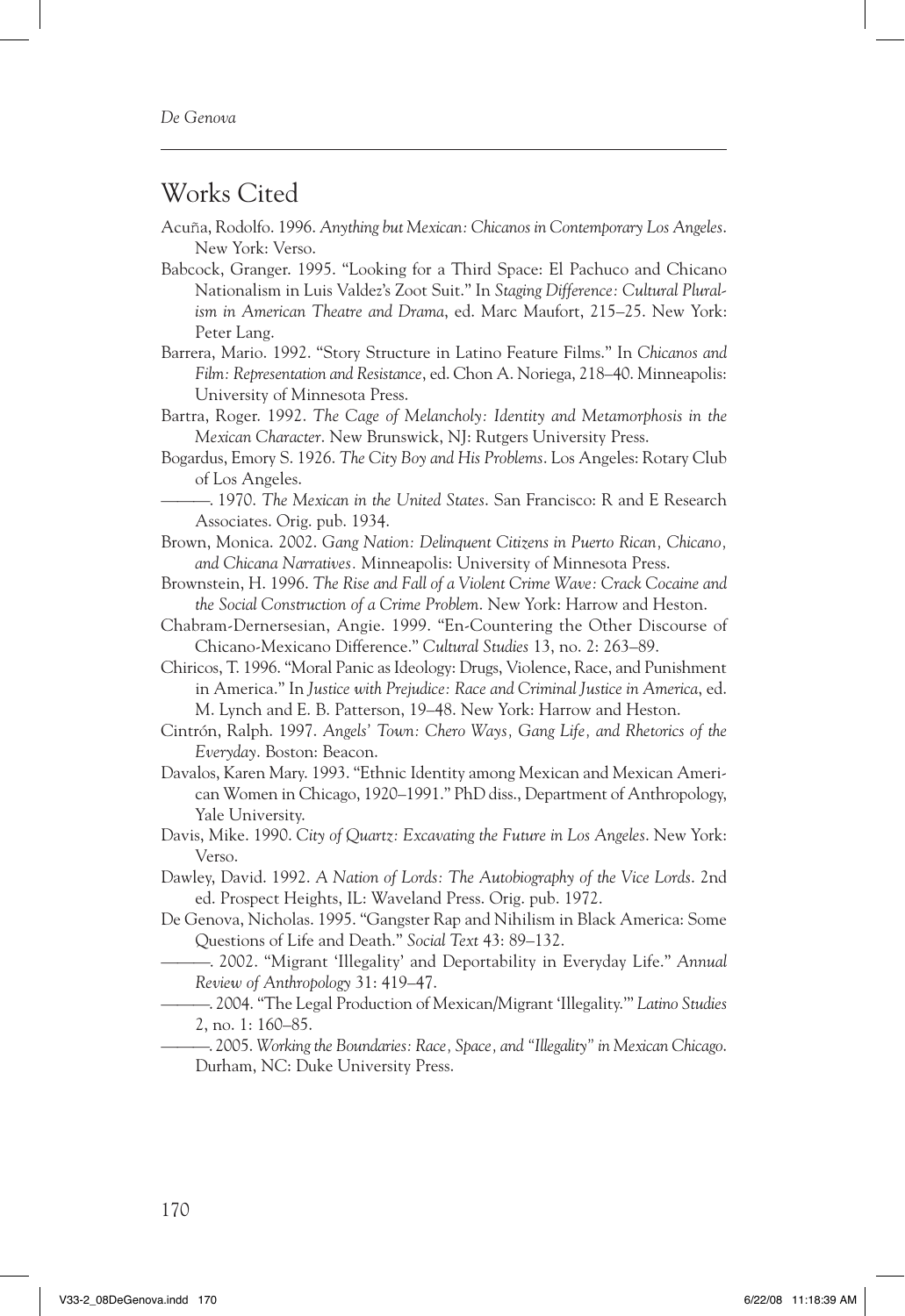## Works Cited

Acuña, Rodolfo. 1996. *Anything but Mexican: Chicanos in Contemporary Los Angeles*. New York: Verso.

Babcock, Granger. 1995. "Looking for a Third Space: El Pachuco and Chicano Nationalism in Luis Valdez's Zoot Suit." In *Staging Difference: Cultural Pluralism in American Theatre and Drama*, ed. Marc Maufort, 215–25. New York: Peter Lang.

Barrera, Mario. 1992. "Story Structure in Latino Feature Films." In *Chicanos and Film: Representation and Resistance*, ed. Chon A. Noriega, 218–40. Minneapolis: University of Minnesota Press.

Bartra, Roger. 1992. *The Cage of Melancholy: Identity and Metamorphosis in the Mexican Character*. New Brunswick, NJ: Rutgers University Press.

Bogardus, Emory S. 1926. *The City Boy and His Problems*. Los Angeles: Rotary Club of Los Angeles.

———. 1970. *The Mexican in the United States*. San Francisco: R and E Research Associates. Orig. pub. 1934.

Brown, Monica. 2002. *Gang Nation: Delinquent Citizens in Puerto Rican, Chicano, and Chicana Narratives*. Minneapolis: University of Minnesota Press.

Brownstein, H. 1996. *The Rise and Fall of a Violent Crime Wave: Crack Cocaine and the Social Construction of a Crime Problem*. New York: Harrow and Heston.

Chabram-Dernersesian, Angie. 1999. "En-Countering the Other Discourse of Chicano-Mexicano Difference." *Cultural Studies* 13, no. 2: 263–89.

Chiricos, T. 1996. "Moral Panic as Ideology: Drugs, Violence, Race, and Punishment in America." In *Justice with Prejudice: Race and Criminal Justice in America*, ed. M. Lynch and E. B. Patterson, 19–48. New York: Harrow and Heston.

Cintrón, Ralph. 1997. *Angels' Town: Chero Ways, Gang Life, and Rhetorics of the Everyday*. Boston: Beacon.

Davalos, Karen Mary. 1993. "Ethnic Identity among Mexican and Mexican American Women in Chicago, 1920–1991." PhD diss., Department of Anthropology, Yale University.

Davis, Mike. 1990. *City of Quartz: Excavating the Future in Los Angeles*. New York: Verso.

Dawley, David. 1992. *A Nation of Lords: The Autobiography of the Vice Lords*. 2nd ed. Prospect Heights, IL: Waveland Press. Orig. pub. 1972.

De Genova, Nicholas. 1995. "Gangster Rap and Nihilism in Black America: Some Questions of Life and Death." *Social Text* 43: 89–132.

———. 2002. "Migrant 'Illegality' and Deportability in Everyday Life." *Annual Review of Anthropology* 31: 419–47.

———. 2004. "The Legal Production of Mexican/Migrant 'Illegality.'" *Latino Studies* 2, no. 1: 160–85.

———. 2005. *Working the Boundaries: Race, Space, and "Illegality" in Mexican Chicago*. Durham, NC: Duke University Press.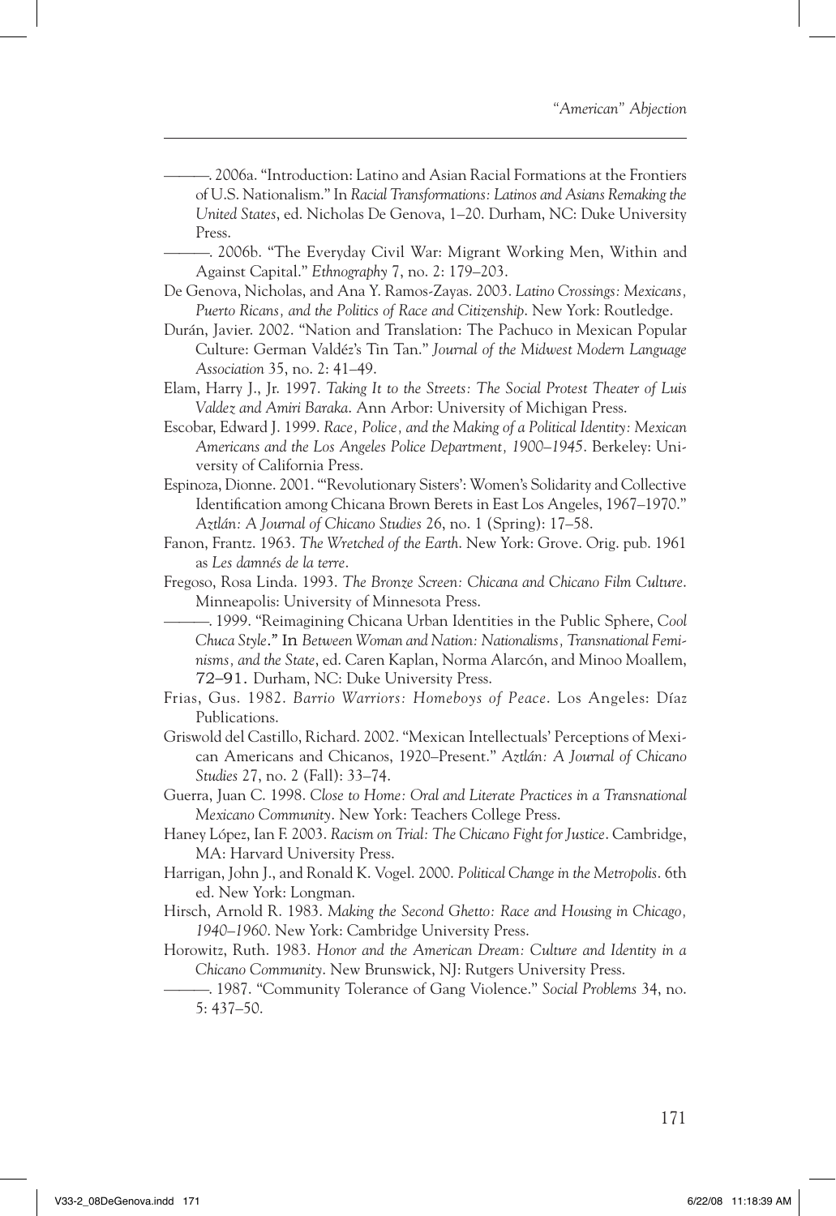———. 2006a. "Introduction: Latino and Asian Racial Formations at the Frontiers of U.S. Nationalism." In *Racial Transformations: Latinos and Asians Remaking the United States*, ed. Nicholas De Genova, 1–20. Durham, NC: Duke University Press.

———. 2006b. "The Everyday Civil War: Migrant Working Men, Within and Against Capital." *Ethnography* 7, no. 2: 179–203.

De Genova, Nicholas, and Ana Y. Ramos-Zayas. 2003. *Latino Crossings: Mexicans, Puerto Ricans, and the Politics of Race and Citizenship*. New York: Routledge.

Durán, Javier. 2002. "Nation and Translation: The Pachuco in Mexican Popular Culture: German Valdéz's Tin Tan." *Journal of the Midwest Modern Language Association* 35, no. 2: 41–49.

Elam, Harry J., Jr. 1997. *Taking It to the Streets: The Social Protest Theater of Luis Valdez and Amiri Baraka*. Ann Arbor: University of Michigan Press.

Escobar, Edward J. 1999. *Race, Police, and the Making of a Political Identity: Mexican Americans and the Los Angeles Police Department, 1900–1945*. Berkeley: University of California Press.

Espinoza, Dionne. 2001. "'Revolutionary Sisters': Women's Solidarity and Collective Identification among Chicana Brown Berets in East Los Angeles, 1967–1970." *Aztlán: A Journal of Chicano Studies* 26, no. 1 (Spring): 17–58.

Fanon, Frantz. 1963. *The Wretched of the Earth*. New York: Grove. Orig. pub. 1961 as *Les damnés de la terre*.

Fregoso, Rosa Linda. 1993. *The Bronze Screen: Chicana and Chicano Film Culture*. Minneapolis: University of Minnesota Press.

———. 1999. "Reimagining Chicana Urban Identities in the Public Sphere, *Cool Chuca Style*." In *Between Woman and Nation: Nationalisms, Transnational Feminisms, and the State*, ed. Caren Kaplan, Norma Alarcón, and Minoo Moallem, 72–91. Durham, NC: Duke University Press.

Frias, Gus. 1982. *Barrio Warriors: Homeboys of Peace*. Los Angeles: Díaz Publications.

Griswold del Castillo, Richard. 2002. "Mexican Intellectuals' Perceptions of Mexican Americans and Chicanos, 1920–Present." *Aztlán: A Journal of Chicano Studies* 27, no. 2 (Fall): 33–74.

Guerra, Juan C. 1998. *Close to Home: Oral and Literate Practices in a Transnational Mexicano Community*. New York: Teachers College Press.

Haney López, Ian F. 2003. *Racism on Trial: The Chicano Fight for Justice*. Cambridge, MA: Harvard University Press.

Harrigan, John J., and Ronald K. Vogel. 2000. *Political Change in the Metropolis*. 6th ed. New York: Longman.

Hirsch, Arnold R. 1983. *Making the Second Ghetto: Race and Housing in Chicago, 1940–1960*. New York: Cambridge University Press.

Horowitz, Ruth. 1983. *Honor and the American Dream: Culture and Identity in a Chicano Community*. New Brunswick, NJ: Rutgers University Press.

———. 1987. "Community Tolerance of Gang Violence." *Social Problems* 34, no. 5: 437–50.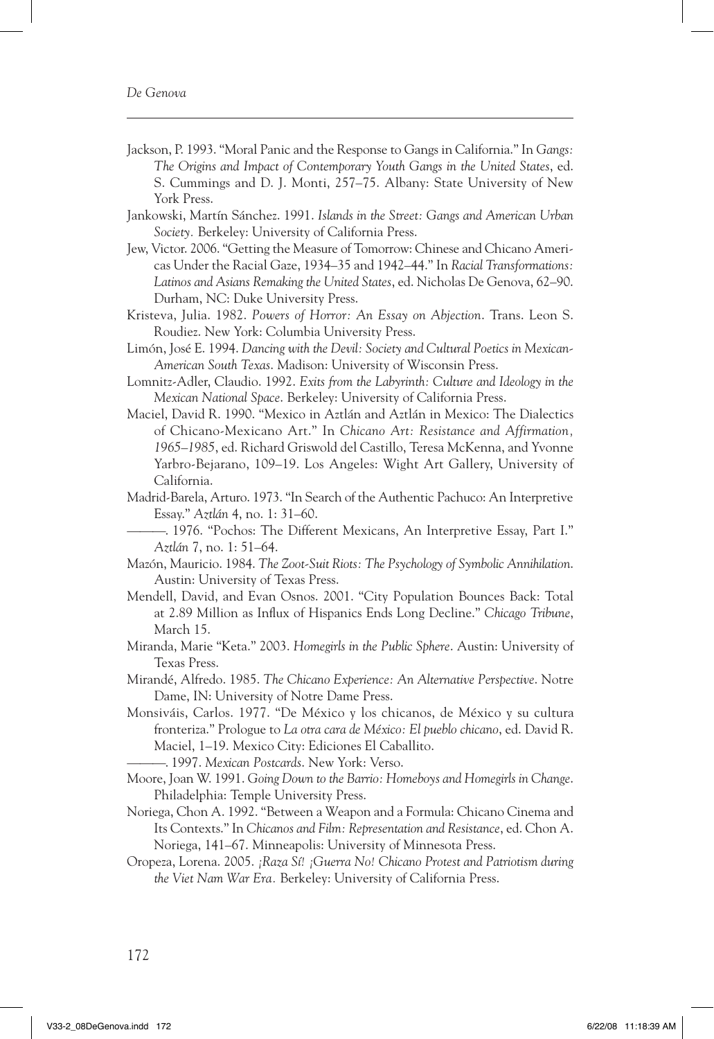Jackson, P. 1993. "Moral Panic and the Response to Gangs in California." In *Gangs: The Origins and Impact of Contemporary Youth Gangs in the United States*, ed. S. Cummings and D. J. Monti, 257–75. Albany: State University of New York Press.

Jankowski, Martín Sánchez. 1991. *Islands in the Street: Gangs and American Urban Society.* Berkeley: University of California Press.

Jew, Victor. 2006. "Getting the Measure of Tomorrow: Chinese and Chicano Americas Under the Racial Gaze, 1934–35 and 1942–44." In *Racial Transformations: Latinos and Asians Remaking the United States*, ed. Nicholas De Genova, 62–90. Durham, NC: Duke University Press.

Kristeva, Julia. 1982. *Powers of Horror: An Essay on Abjection*. Trans. Leon S. Roudiez. New York: Columbia University Press.

Limón, José E. 1994. *Dancing with the Devil: Society and Cultural Poetics in Mexican-American South Texas*. Madison: University of Wisconsin Press.

Lomnitz-Adler, Claudio. 1992. *Exits from the Labyrinth: Culture and Ideology in the Mexican National Space.* Berkeley: University of California Press.

Maciel, David R. 1990. "Mexico in Aztlán and Aztlán in Mexico: The Dialectics of Chicano-Mexicano Art." In *Chicano Art: Resistance and Affirmation, 1965–1985*, ed. Richard Griswold del Castillo, Teresa McKenna, and Yvonne Yarbro-Bejarano, 109–19. Los Angeles: Wight Art Gallery, University of California.

Madrid-Barela, Arturo. 1973. "In Search of the Authentic Pachuco: An Interpretive Essay." *Aztlán* 4, no. 1: 31–60.

———. 1976. "Pochos: The Different Mexicans, An Interpretive Essay, Part I." *Aztlán* 7, no. 1: 51–64.

Mazón, Mauricio. 1984. *The Zoot-Suit Riots: The Psychology of Symbolic Annihilation.* Austin: University of Texas Press.

Mendell, David, and Evan Osnos. 2001. "City Population Bounces Back: Total at 2.89 Million as Influx of Hispanics Ends Long Decline." *Chicago Tribune*, March 15.

Miranda, Marie "Keta." 2003. *Homegirls in the Public Sphere*. Austin: University of Texas Press.

Mirandé, Alfredo. 1985. *The Chicano Experience: An Alternative Perspective*. Notre Dame, IN: University of Notre Dame Press.

Monsiváis, Carlos. 1977. "De México y los chicanos, de México y su cultura fronteriza." Prologue to *La otra cara de México: El pueblo chicano*, ed. David R. Maciel, 1–19. Mexico City: Ediciones El Caballito.

———. 1997. *Mexican Postcards*. New York: Verso.

Moore, Joan W. 1991. *Going Down to the Barrio: Homeboys and Homegirls in Change*. Philadelphia: Temple University Press.

Noriega, Chon A. 1992. "Between a Weapon and a Formula: Chicano Cinema and Its Contexts." In *Chicanos and Film: Representation and Resistance*, ed. Chon A. Noriega, 141–67. Minneapolis: University of Minnesota Press.

Oropeza, Lorena. 2005. *¡Raza Sí! ¡Guerra No! Chicano Protest and Patriotism during the Viet Nam War Era.* Berkeley: University of California Press.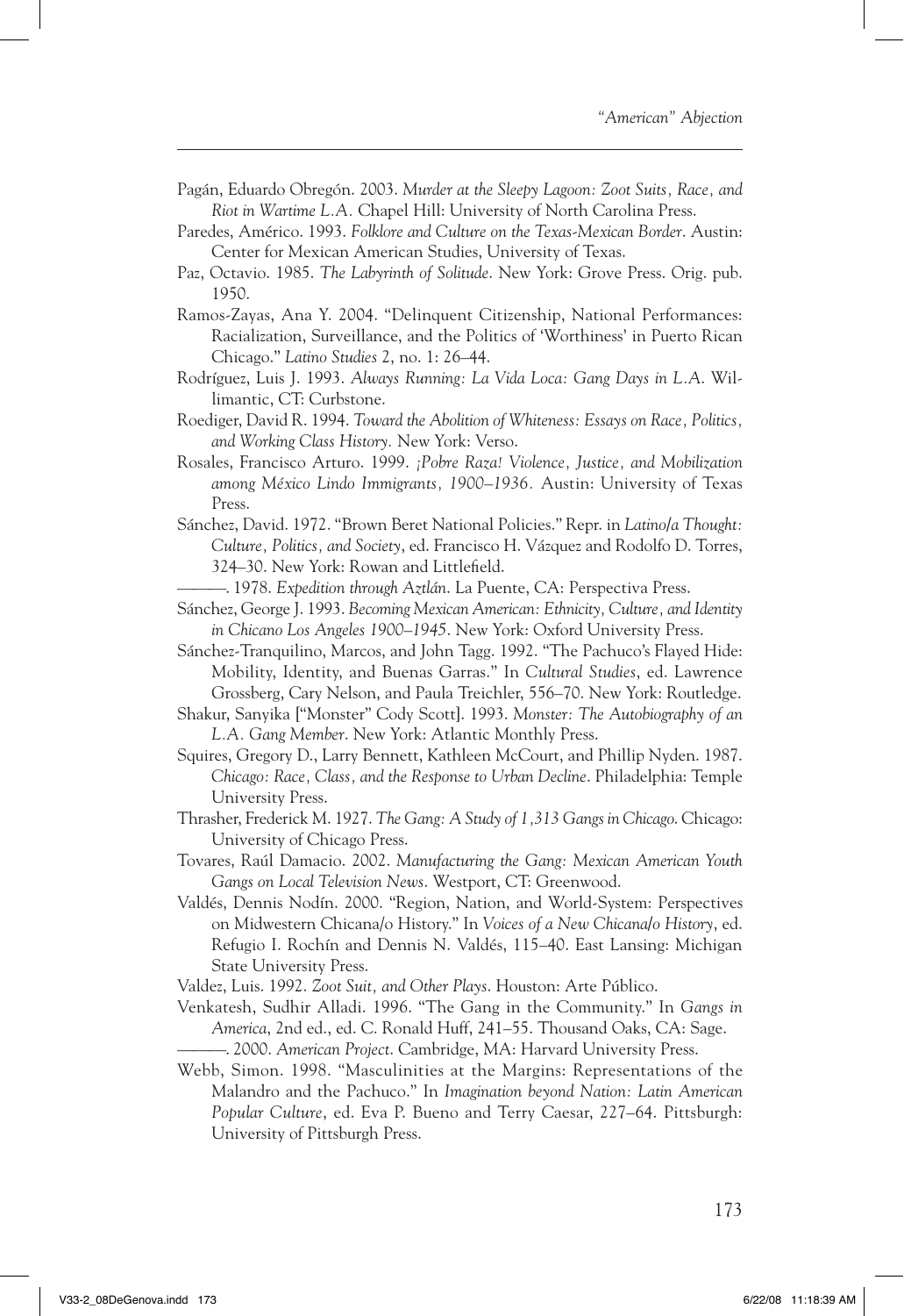Pagán, Eduardo Obregón. 2003. *Murder at the Sleepy Lagoon: Zoot Suits, Race, and Riot in Wartime L.A.* Chapel Hill: University of North Carolina Press.

Paredes, Américo. 1993. *Folklore and Culture on the Texas-Mexican Border*. Austin: Center for Mexican American Studies, University of Texas.

Paz, Octavio. 1985. *The Labyrinth of Solitude*. New York: Grove Press. Orig. pub. 1950.

Ramos-Zayas, Ana Y. 2004. "Delinquent Citizenship, National Performances: Racialization, Surveillance, and the Politics of 'Worthiness' in Puerto Rican Chicago." *Latino Studies* 2, no. 1: 26–44.

Rodríguez, Luis J. 1993. *Always Running: La Vida Loca: Gang Days in L.A.* Willimantic, CT: Curbstone.

Roediger, David R. 1994. *Toward the Abolition of Whiteness: Essays on Race, Politics, and Working Class History.* New York: Verso.

Rosales, Francisco Arturo. 1999. *¡Pobre Raza! Violence, Justice, and Mobilization among México Lindo Immigrants, 1900–1936.* Austin: University of Texas Press.

Sánchez, David. 1972. "Brown Beret National Policies." Repr. in *Latino/a Thought: Culture, Politics, and Society*, ed. Francisco H. Vázquez and Rodolfo D. Torres, 324–30. New York: Rowan and Littlefield.

———. 1978. *Expedition through Aztlán*. La Puente, CA: Perspectiva Press.

Sánchez, George J. 1993. *Becoming Mexican American: Ethnicity, Culture, and Identity in Chicano Los Angeles 1900–1945*. New York: Oxford University Press.

Sánchez-Tranquilino, Marcos, and John Tagg. 1992. "The Pachuco's Flayed Hide: Mobility, Identity, and Buenas Garras." In *Cultural Studies*, ed. Lawrence Grossberg, Cary Nelson, and Paula Treichler, 556–70. New York: Routledge.

Shakur, Sanyika ["Monster" Cody Scott]. 1993. *Monster: The Autobiography of an L.A. Gang Member*. New York: Atlantic Monthly Press.

Squires, Gregory D., Larry Bennett, Kathleen McCourt, and Phillip Nyden. 1987. *Chicago: Race, Class, and the Response to Urban Decline*. Philadelphia: Temple University Press.

Thrasher, Frederick M. 1927. *The Gang: A Study of 1,313 Gangs in Chicago*. Chicago: University of Chicago Press.

Tovares, Raúl Damacio. 2002. *Manufacturing the Gang: Mexican American Youth Gangs on Local Television News*. Westport, CT: Greenwood.

Valdés, Dennis Nodín. 2000. "Region, Nation, and World-System: Perspectives on Midwestern Chicana/o History." In *Voices of a New Chicana/o History*, ed. Refugio I. Rochín and Dennis N. Valdés, 115–40. East Lansing: Michigan State University Press.

Valdez, Luis. 1992. *Zoot Suit, and Other Plays*. Houston: Arte Público.

Venkatesh, Sudhir Alladi. 1996. "The Gang in the Community." In *Gangs in America*, 2nd ed., ed. C. Ronald Huff, 241–55. Thousand Oaks, CA: Sage.

———. 2000. *American Project*. Cambridge, MA: Harvard University Press.

Webb, Simon. 1998. "Masculinities at the Margins: Representations of the Malandro and the Pachuco." In *Imagination beyond Nation: Latin American Popular Culture*, ed. Eva P. Bueno and Terry Caesar, 227–64. Pittsburgh: University of Pittsburgh Press.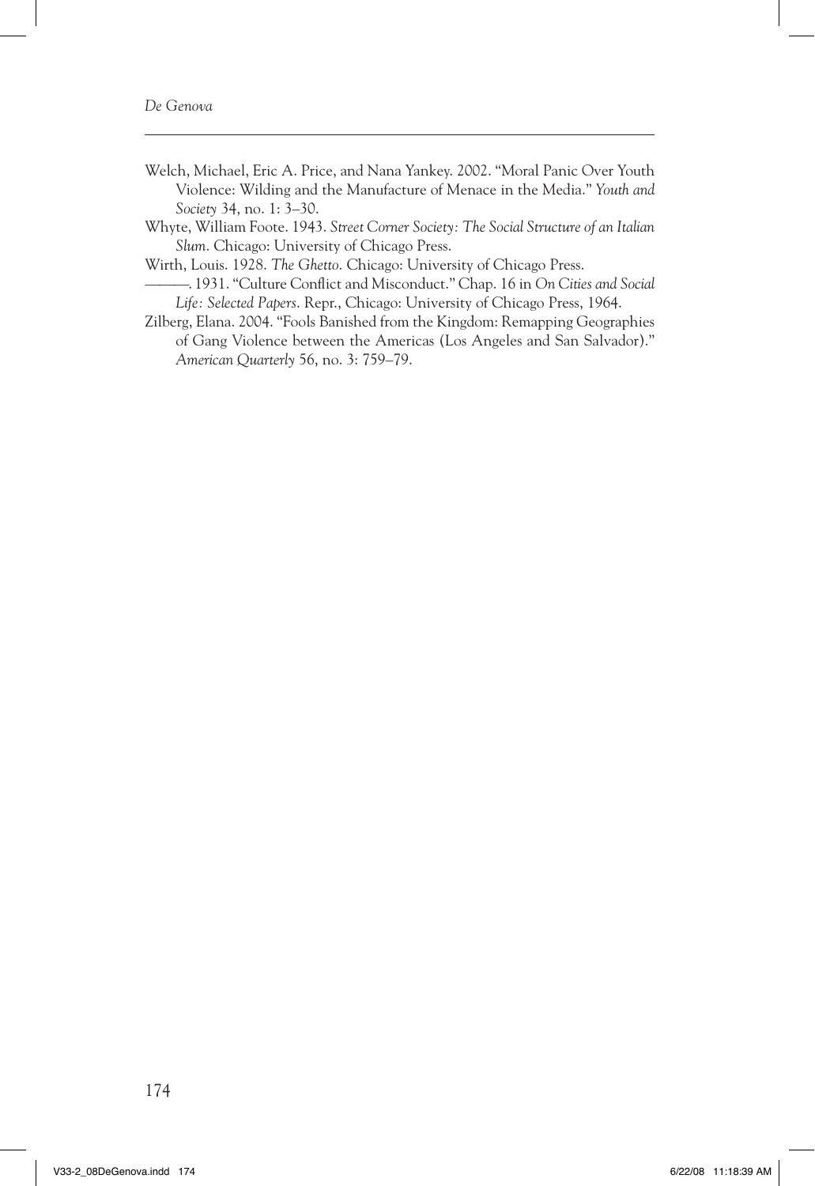Welch, Michael, Eric A. Price, and Nana Yankey. 2002. "Moral Panic Over Youth Violence: Wilding and the Manufacture of Menace in the Media." *Youth and Society* 34, no. 1: 3–30.

Whyte, William Foote. 1943. *Street Corner Society: The Social Structure of an Italian Slum*. Chicago: University of Chicago Press.

Wirth, Louis. 1928. *The Ghetto*. Chicago: University of Chicago Press.

———. 1931. "Culture Conflict and Misconduct." Chap. 16 in *On Cities and Social Life: Selected Papers*. Repr., Chicago: University of Chicago Press, 1964.

Zilberg, Elana. 2004. "Fools Banished from the Kingdom: Remapping Geographies of Gang Violence between the Americas (Los Angeles and San Salvador)." *American Quarterly* 56, no. 3: 759–79.